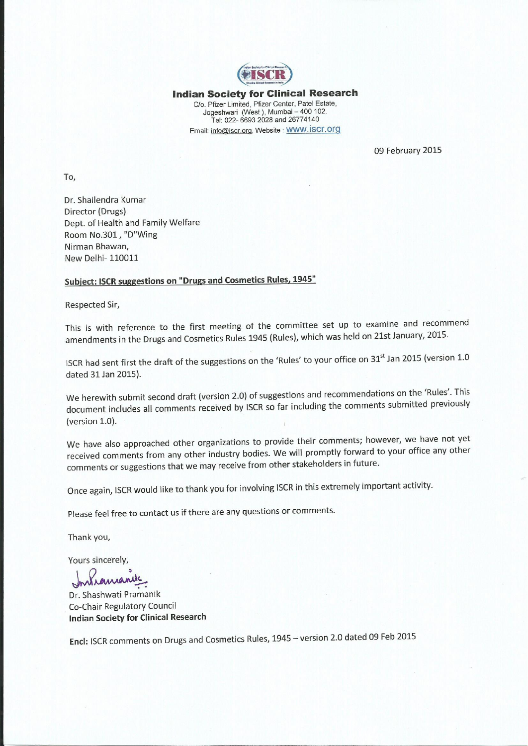**Indian Society for Clinical Research**

C/o. Pfizer Limited, Pfizer Center, Patel Estate,
Jogeshwari (West), Mumbai – 400 102.
Tel: 022- 6693 2028 and 26774140
Email: info@iscr.org, Website : www.iscr.org

09 February 2015

To,

Dr. Shailendra Kumar
Director (Drugs)
Dept. of Health and Family Welfare
Room No.301, "D"Wing
Nirman Bhawan,
New Delhi- 110011

**Subject: ISCR suggestions on "Drugs and Cosmetics Rules, 1945"**

Respected Sir,

This is with reference to the first meeting of the committee set up to examine and recommend amendments in the Drugs and Cosmetics Rules 1945 (Rules), which was held on 21st January, 2015.

ISCR had sent first the draft of the suggestions on the 'Rules' to your office on 31st Jan 2015 (version 1.0 dated 31 Jan 2015).

We herewith submit second draft (version 2.0) of suggestions and recommendations on the 'Rules'. This document includes all comments received by ISCR so far including the comments submitted previously (version 1.0).

We have also approached other organizations to provide their comments; however, we have not yet received comments from any other industry bodies. We will promptly forward to your office any other comments or suggestions that we may receive from other stakeholders in future.

Once again, ISCR would like to thank you for involving ISCR in this extremely important activity.

Please feel free to contact us if there are any questions or comments.

Thank you,

Yours sincerely,

Dr. Shashwati Pramanik
Co-Chair Regulatory Council
**Indian Society for Clinical Research**

**Encl:** ISCR comments on Drugs and Cosmetics Rules, 1945 – version 2.0 dated 09 Feb 2015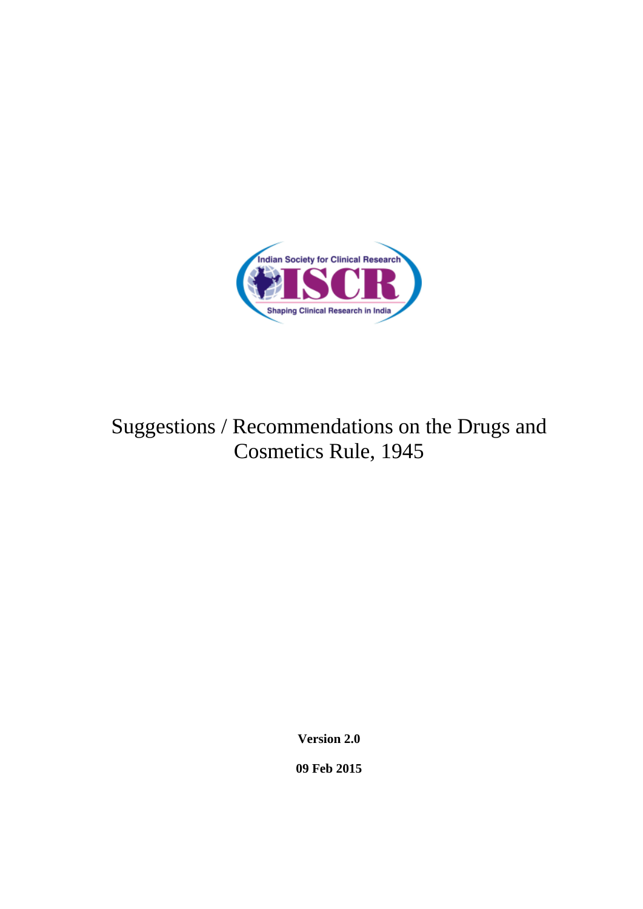Indian Society for Clinical Research

ISCR

Shaping Clinical Research in India

# Suggestions / Recommendations on the Drugs and Cosmetics Rule, 1945

**Version 2.0**

**09 Feb 2015**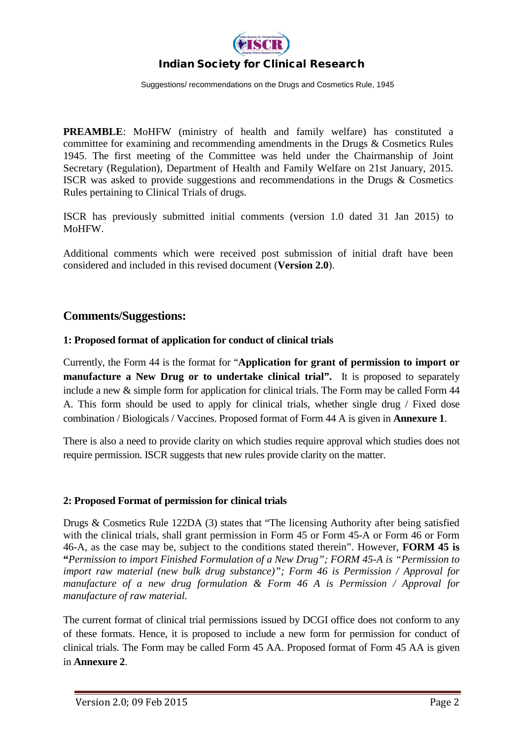**PREAMBLE**: MoHFW (ministry of health and family welfare) has constituted a committee for examining and recommending amendments in the Drugs & Cosmetics Rules 1945. The first meeting of the Committee was held under the Chairmanship of Joint Secretary (Regulation), Department of Health and Family Welfare on 21st January, 2015. ISCR was asked to provide suggestions and recommendations in the Drugs & Cosmetics Rules pertaining to Clinical Trials of drugs.

ISCR has previously submitted initial comments (version 1.0 dated 31 Jan 2015) to MoHFW.

Additional comments which were received post submission of initial draft have been considered and included in this revised document (**Version 2.0**).

## Comments/Suggestions:

### 1: Proposed format of application for conduct of clinical trials

Currently, the Form 44 is the format for "**Application for grant of permission to import or manufacture a New Drug or to undertake clinical trial".** It is proposed to separately include a new & simple form for application for clinical trials. The Form may be called Form 44 A. This form should be used to apply for clinical trials, whether single drug / Fixed dose combination / Biologicals / Vaccines. Proposed format of Form 44 A is given in **Annexure 1**.

There is also a need to provide clarity on which studies require approval which studies does not require permission. ISCR suggests that new rules provide clarity on the matter.

### 2: Proposed Format of permission for clinical trials

Drugs & Cosmetics Rule 122DA (3) states that "The licensing Authority after being satisfied with the clinical trials, shall grant permission in Form 45 or Form 45-A or Form 46 or Form 46-A, as the case may be, subject to the conditions stated therein". However, **FORM 45 is "***Permission to import Finished Formulation of a New Drug"; FORM 45-A is "Permission to import raw material (new bulk drug substance)"; Form 46 is Permission / Approval for manufacture of a new drug formulation & Form 46 A is Permission / Approval for manufacture of raw material.*

The current format of clinical trial permissions issued by DCGI office does not conform to any of these formats. Hence, it is proposed to include a new form for permission for conduct of clinical trials. The Form may be called Form 45 AA. Proposed format of Form 45 AA is given in **Annexure 2**.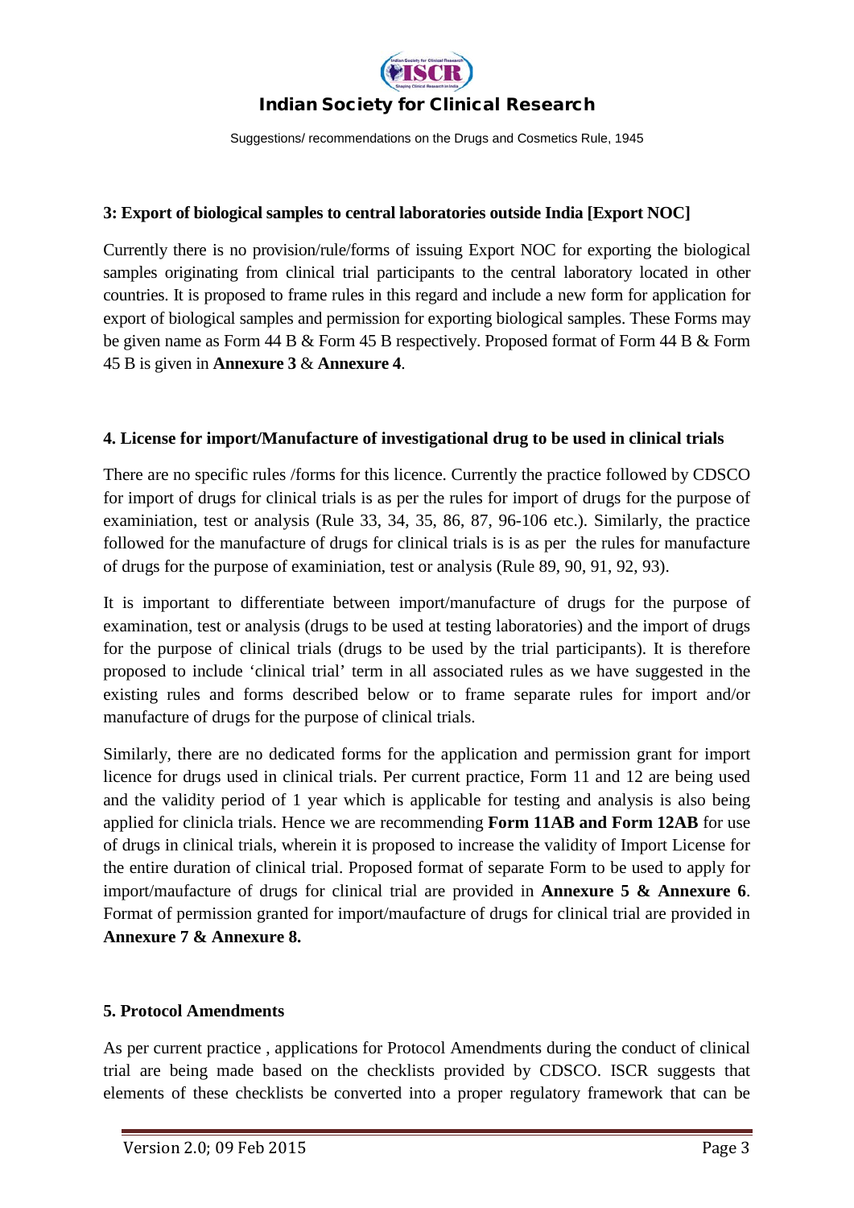### 3: Export of biological samples to central laboratories outside India [Export NOC]

Currently there is no provision/rule/forms of issuing Export NOC for exporting the biological samples originating from clinical trial participants to the central laboratory located in other countries. It is proposed to frame rules in this regard and include a new form for application for export of biological samples and permission for exporting biological samples. These Forms may be given name as Form 44 B & Form 45 B respectively. Proposed format of Form 44 B & Form 45 B is given in **Annexure 3** & **Annexure 4**.

### 4. License for import/Manufacture of investigational drug to be used in clinical trials

There are no specific rules /forms for this licence. Currently the practice followed by CDSCO for import of drugs for clinical trials is as per the rules for import of drugs for the purpose of examiniation, test or analysis (Rule 33, 34, 35, 86, 87, 96-106 etc.). Similarly, the practice followed for the manufacture of drugs for clinical trials is is as per the rules for manufacture of drugs for the purpose of examiniation, test or analysis (Rule 89, 90, 91, 92, 93).

It is important to differentiate between import/manufacture of drugs for the purpose of examination, test or analysis (drugs to be used at testing laboratories) and the import of drugs for the purpose of clinical trials (drugs to be used by the trial participants). It is therefore proposed to include 'clinical trial' term in all associated rules as we have suggested in the existing rules and forms described below or to frame separate rules for import and/or manufacture of drugs for the purpose of clinical trials.

Similarly, there are no dedicated forms for the application and permission grant for import licence for drugs used in clinical trials. Per current practice, Form 11 and 12 are being used and the validity period of 1 year which is applicable for testing and analysis is also being applied for clinicla trials. Hence we are recommending **Form 11AB and Form 12AB** for use of drugs in clinical trials, wherein it is proposed to increase the validity of Import License for the entire duration of clinical trial. Proposed format of separate Form to be used to apply for import/maufacture of drugs for clinical trial are provided in **Annexure 5 & Annexure 6**. Format of permission granted for import/maufacture of drugs for clinical trial are provided in **Annexure 7 & Annexure 8.**

### 5. Protocol Amendments

As per current practice , applications for Protocol Amendments during the conduct of clinical trial are being made based on the checklists provided by CDSCO. ISCR suggests that elements of these checklists be converted into a proper regulatory framework that can be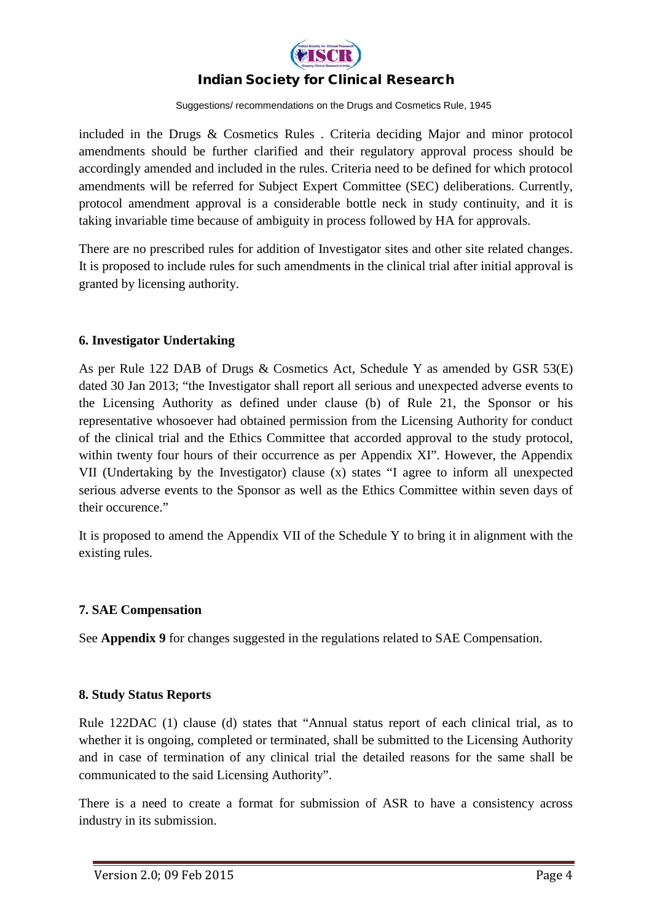included in the Drugs & Cosmetics Rules . Criteria deciding Major and minor protocol amendments should be further clarified and their regulatory approval process should be accordingly amended and included in the rules. Criteria need to be defined for which protocol amendments will be referred for Subject Expert Committee (SEC) deliberations. Currently, protocol amendment approval is a considerable bottle neck in study continuity, and it is taking invariable time because of ambiguity in process followed by HA for approvals.

There are no prescribed rules for addition of Investigator sites and other site related changes. It is proposed to include rules for such amendments in the clinical trial after initial approval is granted by licensing authority.

**6. Investigator Undertaking**

As per Rule 122 DAB of Drugs & Cosmetics Act, Schedule Y as amended by GSR 53(E) dated 30 Jan 2013; "the Investigator shall report all serious and unexpected adverse events to the Licensing Authority as defined under clause (b) of Rule 21, the Sponsor or his representative whosoever had obtained permission from the Licensing Authority for conduct of the clinical trial and the Ethics Committee that accorded approval to the study protocol, within twenty four hours of their occurrence as per Appendix XI". However, the Appendix VII (Undertaking by the Investigator) clause (x) states "I agree to inform all unexpected serious adverse events to the Sponsor as well as the Ethics Committee within seven days of their occurence."

It is proposed to amend the Appendix VII of the Schedule Y to bring it in alignment with the existing rules.

**7. SAE Compensation**

See **Appendix 9** for changes suggested in the regulations related to SAE Compensation.

**8. Study Status Reports**

Rule 122DAC (1) clause (d) states that "Annual status report of each clinical trial, as to whether it is ongoing, completed or terminated, shall be submitted to the Licensing Authority and in case of termination of any clinical trial the detailed reasons for the same shall be communicated to the said Licensing Authority".

There is a need to create a format for submission of ASR to have a consistency across industry in its submission.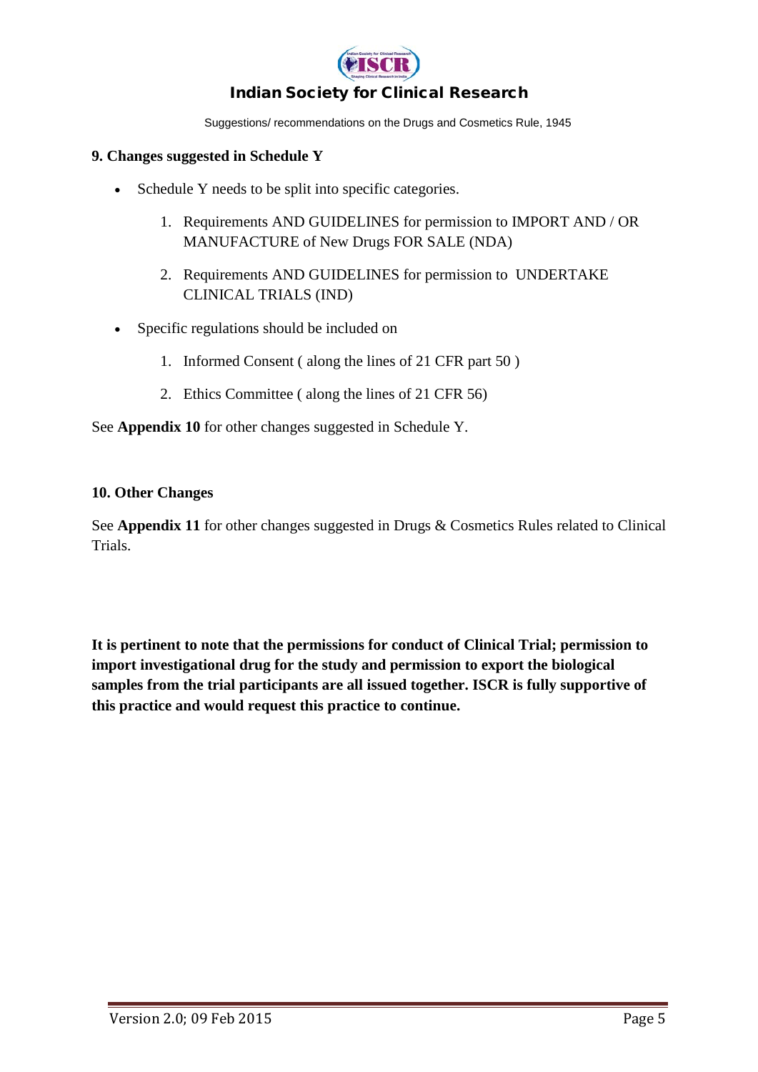### 9. Changes suggested in Schedule Y

- Schedule Y needs to be split into specific categories.
    1. Requirements AND GUIDELINES for permission to IMPORT AND / OR MANUFACTURE of New Drugs FOR SALE (NDA)
    2. Requirements AND GUIDELINES for permission to UNDERTAKE CLINICAL TRIALS (IND)
- Specific regulations should be included on
    1. Informed Consent ( along the lines of 21 CFR part 50 )
    2. Ethics Committee ( along the lines of 21 CFR 56)

See **Appendix 10** for other changes suggested in Schedule Y.

### 10. Other Changes

See **Appendix 11** for other changes suggested in Drugs & Cosmetics Rules related to Clinical Trials.

**It is pertinent to note that the permissions for conduct of Clinical Trial; permission to import investigational drug for the study and permission to export the biological samples from the trial participants are all issued together. ISCR is fully supportive of this practice and would request this practice to continue.**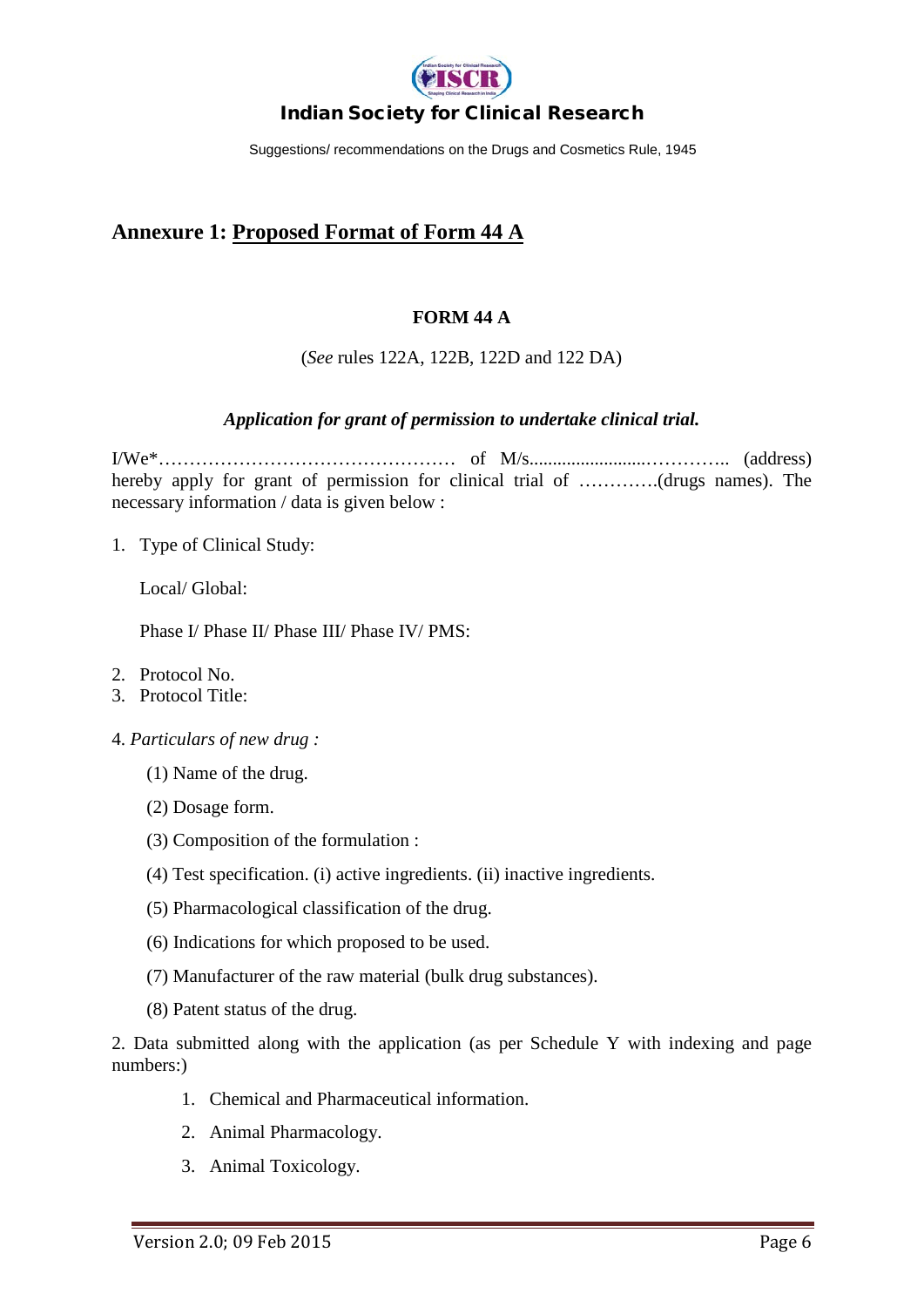## Annexure 1: Proposed Format of Form 44 A

**FORM 44 A**

(*See* rules 122A, 122B, 122D and 122 DA)

***Application for grant of permission to undertake clinical trial.***

I/We*………………………………………… of M/s........................………….. (address) hereby apply for grant of permission for clinical trial of ………….(drugs names). The necessary information / data is given below :

1. Type of Clinical Study:

   Local/ Global:

   Phase I/ Phase II/ Phase III/ Phase IV/ PMS:

2. Protocol No.
3. Protocol Title:

4. *Particulars of new drug :*

   (1) Name of the drug.

   (2) Dosage form.

   (3) Composition of the formulation :

   (4) Test specification. (i) active ingredients. (ii) inactive ingredients.

   (5) Pharmacological classification of the drug.

   (6) Indications for which proposed to be used.

   (7) Manufacturer of the raw material (bulk drug substances).

   (8) Patent status of the drug.

2. Data submitted along with the application (as per Schedule Y with indexing and page numbers:)

   1. Chemical and Pharmaceutical information.
   2. Animal Pharmacology.
   3. Animal Toxicology.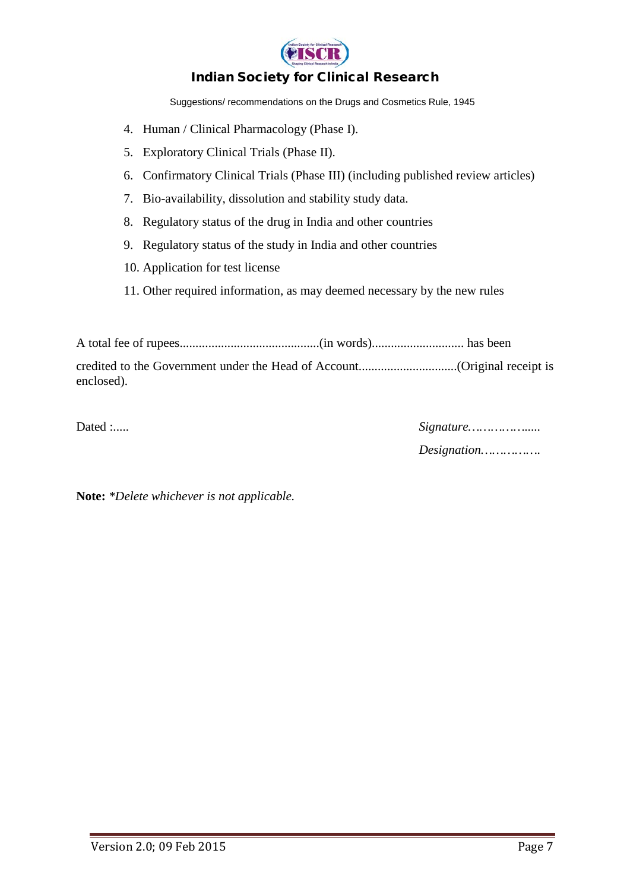4. Human / Clinical Pharmacology (Phase I).
5. Exploratory Clinical Trials (Phase II).
6. Confirmatory Clinical Trials (Phase III) (including published review articles)
7. Bio-availability, dissolution and stability study data.
8. Regulatory status of the drug in India and other countries
9. Regulatory status of the study in India and other countries
10. Application for test license
11. Other required information, as may deemed necessary by the new rules

A total fee of rupees............................................(in words)............................ has been credited to the Government under the Head of Account..............................(Original receipt is enclosed).

Dated :.....

*Signature………………....*

*Designation…………….*

**Note:** *\*Delete whichever is not applicable.*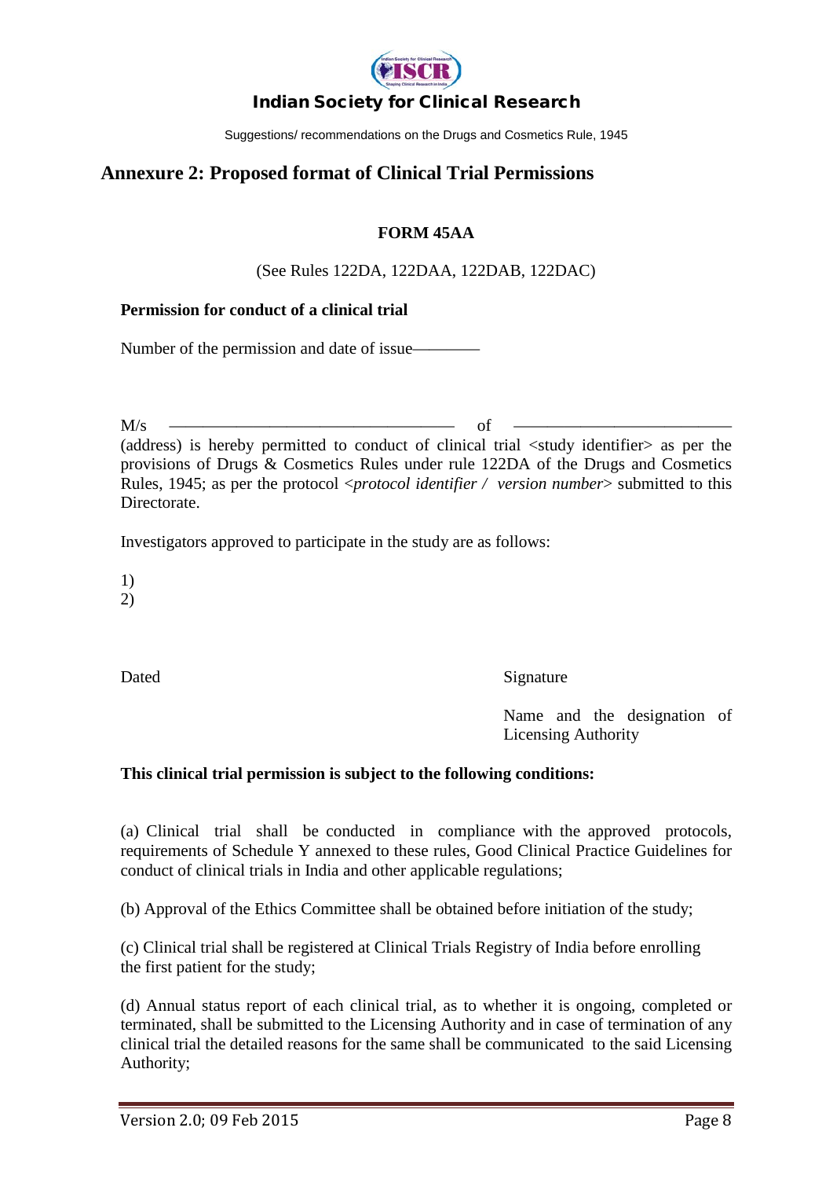## Annexure 2: Proposed format of Clinical Trial Permissions

**FORM 45AA**

(See Rules 122DA, 122DAA, 122DAB, 122DAC)

**Permission for conduct of a clinical trial**

Number of the permission and date of issue————

M/s ———————————————————— of ——————————————— (address) is hereby permitted to conduct of clinical trial <study identifier> as per the provisions of Drugs & Cosmetics Rules under rule 122DA of the Drugs and Cosmetics Rules, 1945; as per the protocol <*protocol identifier / version number*> submitted to this Directorate.

Investigators approved to participate in the study are as follows:

1)
2)

Dated

Signature

Name and the designation of Licensing Authority

**This clinical trial permission is subject to the following conditions:**

(a) Clinical trial shall be conducted in compliance with the approved protocols, requirements of Schedule Y annexed to these rules, Good Clinical Practice Guidelines for conduct of clinical trials in India and other applicable regulations;

(b) Approval of the Ethics Committee shall be obtained before initiation of the study;

(c) Clinical trial shall be registered at Clinical Trials Registry of India before enrolling the first patient for the study;

(d) Annual status report of each clinical trial, as to whether it is ongoing, completed or terminated, shall be submitted to the Licensing Authority and in case of termination of any clinical trial the detailed reasons for the same shall be communicated to the said Licensing Authority;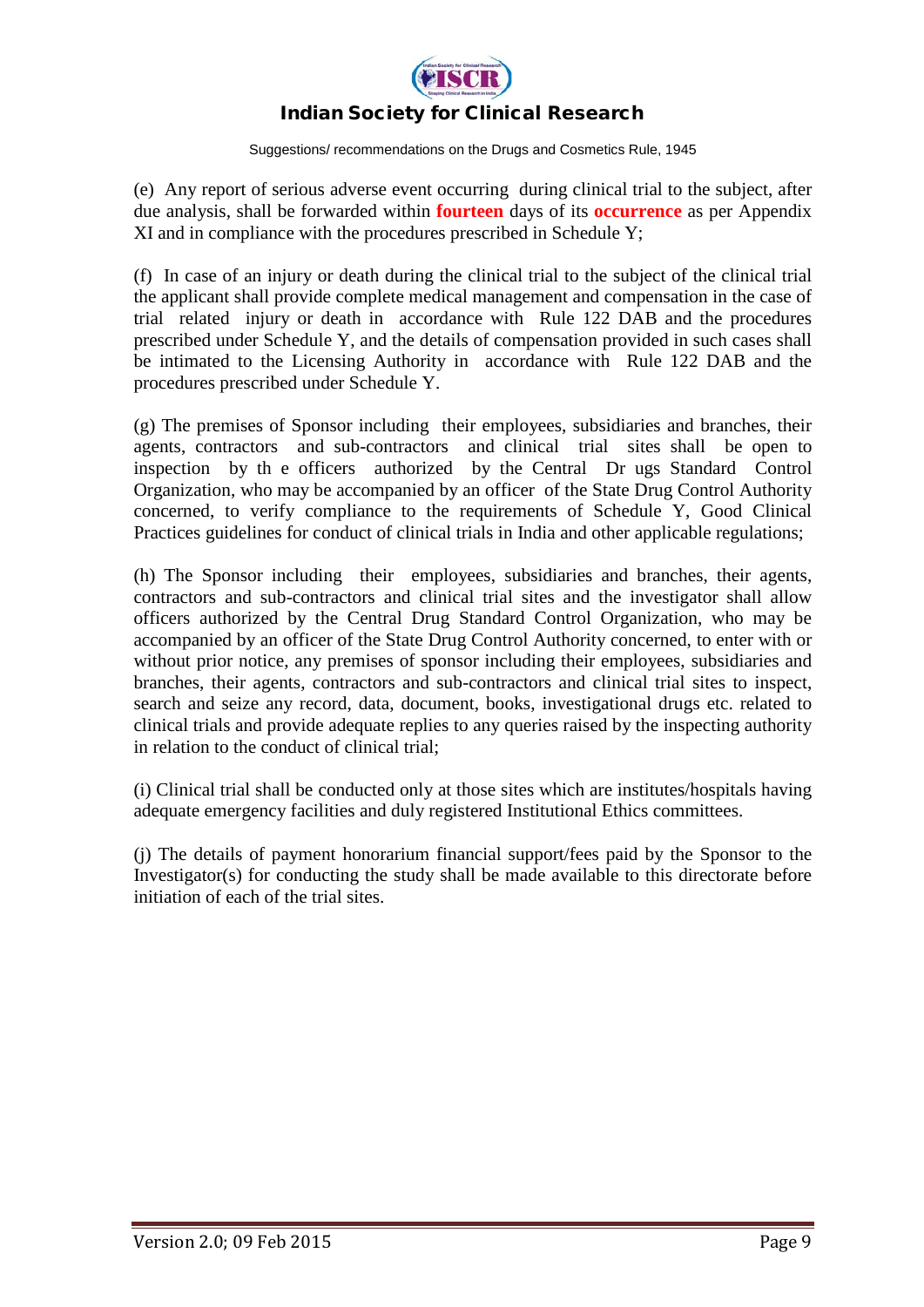(e) Any report of serious adverse event occurring during clinical trial to the subject, after due analysis, shall be forwarded within **fourteen** days of its **occurrence** as per Appendix XI and in compliance with the procedures prescribed in Schedule Y;

(f) In case of an injury or death during the clinical trial to the subject of the clinical trial the applicant shall provide complete medical management and compensation in the case of trial related injury or death in accordance with Rule 122 DAB and the procedures prescribed under Schedule Y, and the details of compensation provided in such cases shall be intimated to the Licensing Authority in accordance with Rule 122 DAB and the procedures prescribed under Schedule Y.

(g) The premises of Sponsor including their employees, subsidiaries and branches, their agents, contractors and sub-contractors and clinical trial sites shall be open to inspection by th e officers authorized by the Central Dr ugs Standard Control Organization, who may be accompanied by an officer of the State Drug Control Authority concerned, to verify compliance to the requirements of Schedule Y, Good Clinical Practices guidelines for conduct of clinical trials in India and other applicable regulations;

(h) The Sponsor including their employees, subsidiaries and branches, their agents, contractors and sub-contractors and clinical trial sites and the investigator shall allow officers authorized by the Central Drug Standard Control Organization, who may be accompanied by an officer of the State Drug Control Authority concerned, to enter with or without prior notice, any premises of sponsor including their employees, subsidiaries and branches, their agents, contractors and sub-contractors and clinical trial sites to inspect, search and seize any record, data, document, books, investigational drugs etc. related to clinical trials and provide adequate replies to any queries raised by the inspecting authority in relation to the conduct of clinical trial;

(i) Clinical trial shall be conducted only at those sites which are institutes/hospitals having adequate emergency facilities and duly registered Institutional Ethics committees.

(j) The details of payment honorarium financial support/fees paid by the Sponsor to the Investigator(s) for conducting the study shall be made available to this directorate before initiation of each of the trial sites.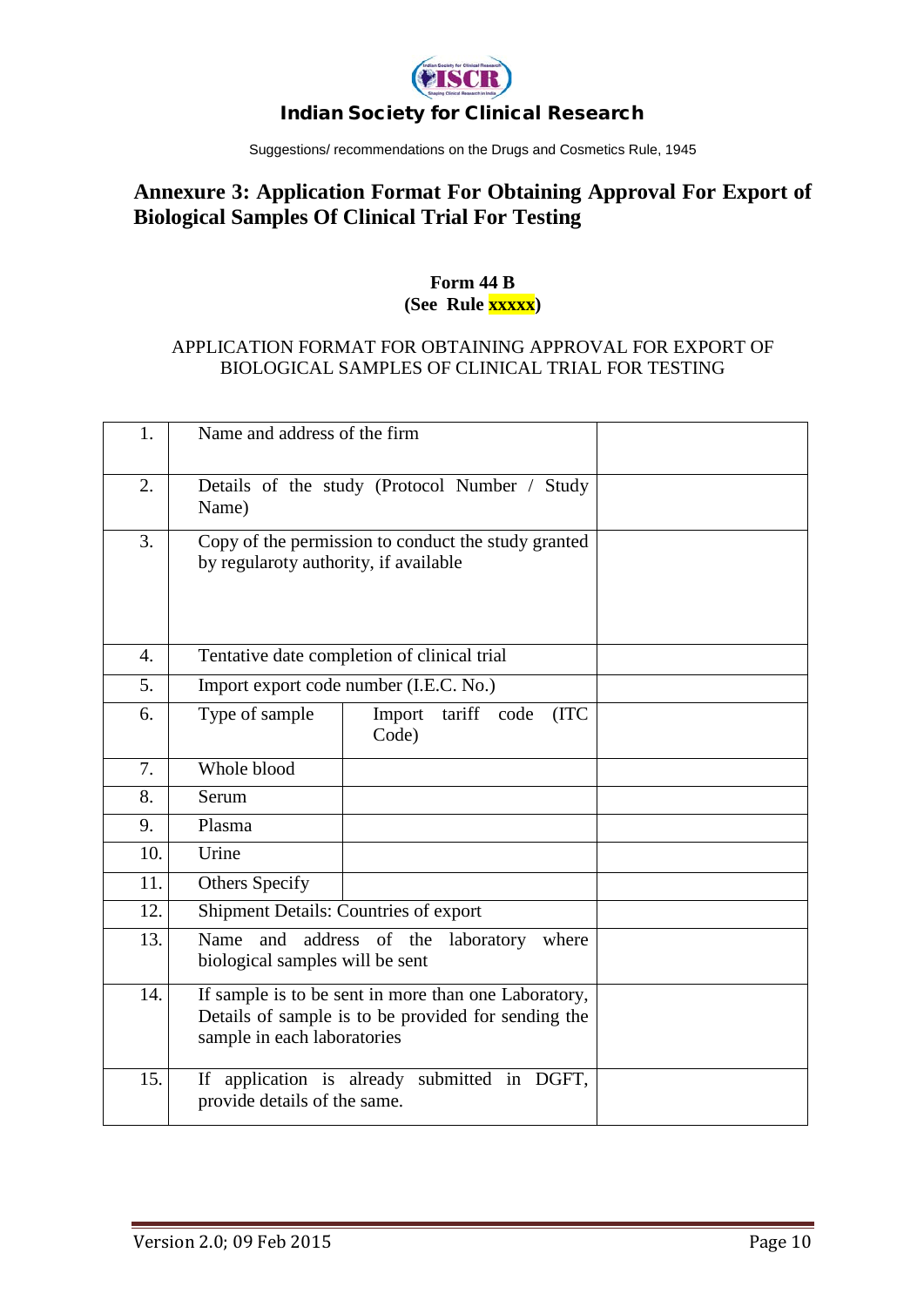## Annexure 3: Application Format For Obtaining Approval For Export of Biological Samples Of Clinical Trial For Testing

**Form 44 B**
**(See Rule xxxxx)**

APPLICATION FORMAT FOR OBTAINING APPROVAL FOR EXPORT OF BIOLOGICAL SAMPLES OF CLINICAL TRIAL FOR TESTING

| | | | |
|---|---|---|---|
| 1. | Name and address of the firm | | |
| 2. | Details of the study (Protocol Number / Study Name) | | |
| 3. | Copy of the permission to conduct the study granted by regularoty authority, if available | | |
| 4. | Tentative date completion of clinical trial | | |
| 5. | Import export code number (I.E.C. No.) | | |
| 6. | Type of sample | Import tariff code (ITC Code) | |
| 7. | Whole blood | | |
| 8. | Serum | | |
| 9. | Plasma | | |
| 10. | Urine | | |
| 11. | Others Specify | | |
| 12. | Shipment Details: Countries of export | | |
| 13. | Name and address of the laboratory where biological samples will be sent | | |
| 14. | If sample is to be sent in more than one Laboratory, Details of sample is to be provided for sending the sample in each laboratories | | |
| 15. | If application is already submitted in DGFT, provide details of the same. | | |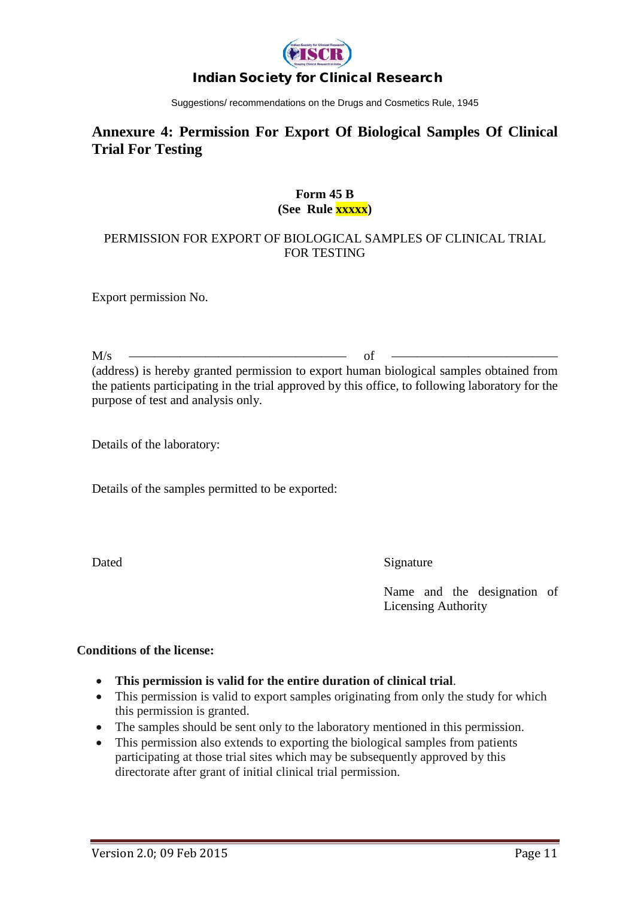## Annexure 4: Permission For Export Of Biological Samples Of Clinical Trial For Testing

**Form 45 B**
**(See Rule xxxxx)**

PERMISSION FOR EXPORT OF BIOLOGICAL SAMPLES OF CLINICAL TRIAL FOR TESTING

Export permission No.

M/s ———————————————— of ———————————————— (address) is hereby granted permission to export human biological samples obtained from the patients participating in the trial approved by this office, to following laboratory for the purpose of test and analysis only.

Details of the laboratory:

Details of the samples permitted to be exported:

Dated

Signature

Name and the designation of Licensing Authority

**Conditions of the license:**

- **This permission is valid for the entire duration of clinical trial**.
- This permission is valid to export samples originating from only the study for which this permission is granted.
- The samples should be sent only to the laboratory mentioned in this permission.
- This permission also extends to exporting the biological samples from patients participating at those trial sites which may be subsequently approved by this directorate after grant of initial clinical trial permission.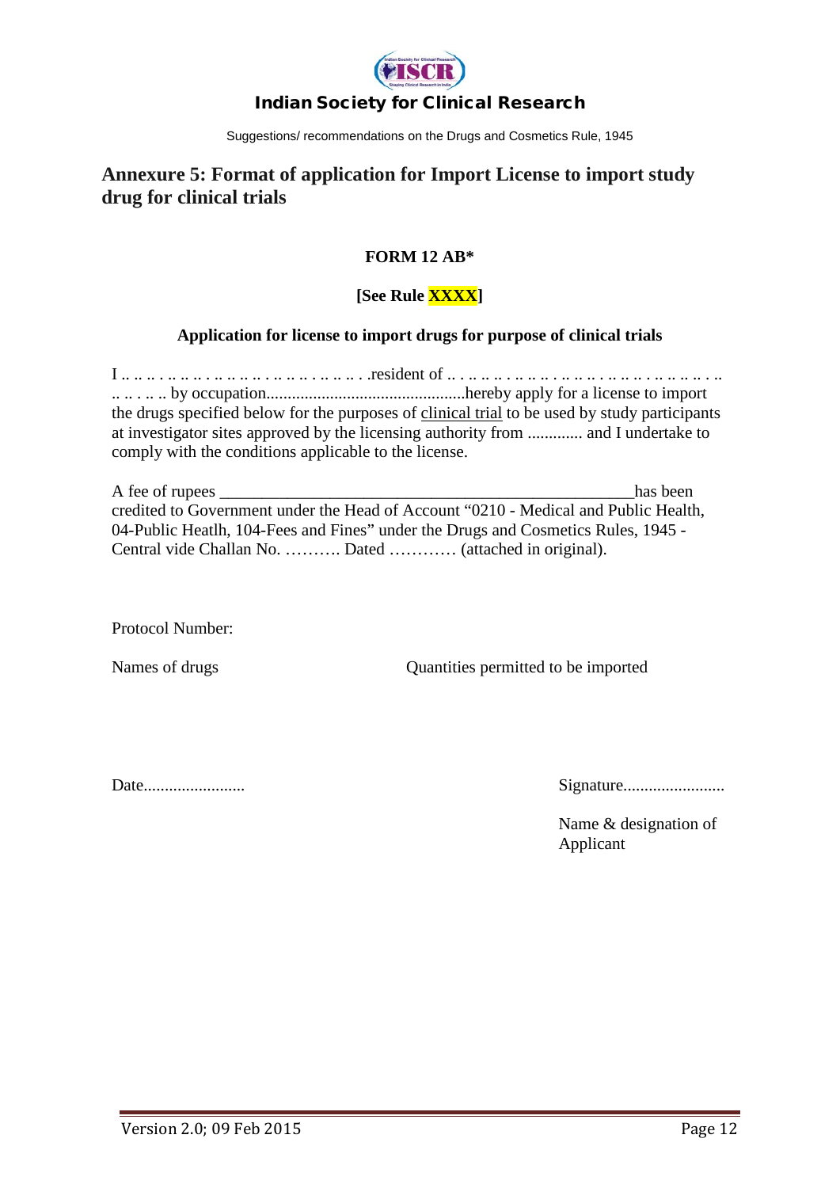## Annexure 5: Format of application for Import License to import study drug for clinical trials

**FORM 12 AB***

**[See Rule XXXX]**

**Application for license to import drugs for purpose of clinical trials**

I .. .. .. . .. .. .. . .. .. .. .. . .. .. .. . .. .. .. . .resident of .. . .. .. .. . .. .. .. . .. .. .. . .. .. .. . .. .. .. .. . .. .. .. . .. .. by occupation...............................................hereby apply for a license to import the drugs specified below for the purposes of clinical trial to be used by study participants at investigator sites approved by the licensing authority from ............. and I undertake to comply with the conditions applicable to the license.

A fee of rupees ___________________________________________________has been credited to Government under the Head of Account "0210 - Medical and Public Health, 04-Public Heatlh, 104-Fees and Fines" under the Drugs and Cosmetics Rules, 1945 - Central vide Challan No. ………. Dated ………… (attached in original).

Protocol Number:

| Names of drugs | Quantities permitted to be imported |
|---|---|
| | |

Date........................

Signature........................

Name & designation of Applicant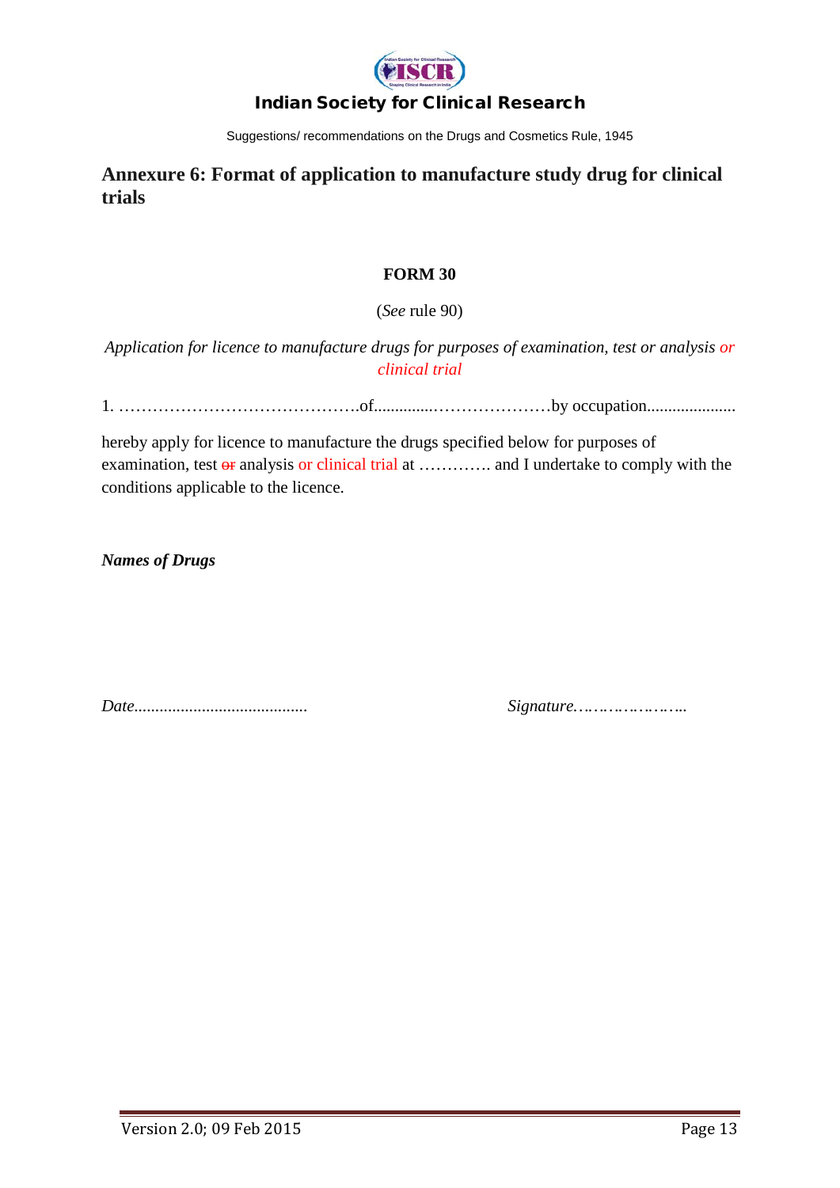## Annexure 6: Format of application to manufacture study drug for clinical trials

**FORM 30**

(*See* rule 90)

*Application for licence to manufacture drugs for purposes of examination, test or analysis or clinical trial*

1. …………………………………….of..............…………………by occupation.....................

hereby apply for licence to manufacture the drugs specified below for purposes of examination, test ~~or~~ analysis or clinical trial at …………. and I undertake to comply with the conditions applicable to the licence.

***Names of Drugs***

*Date.........................................* *Signature.…………………..*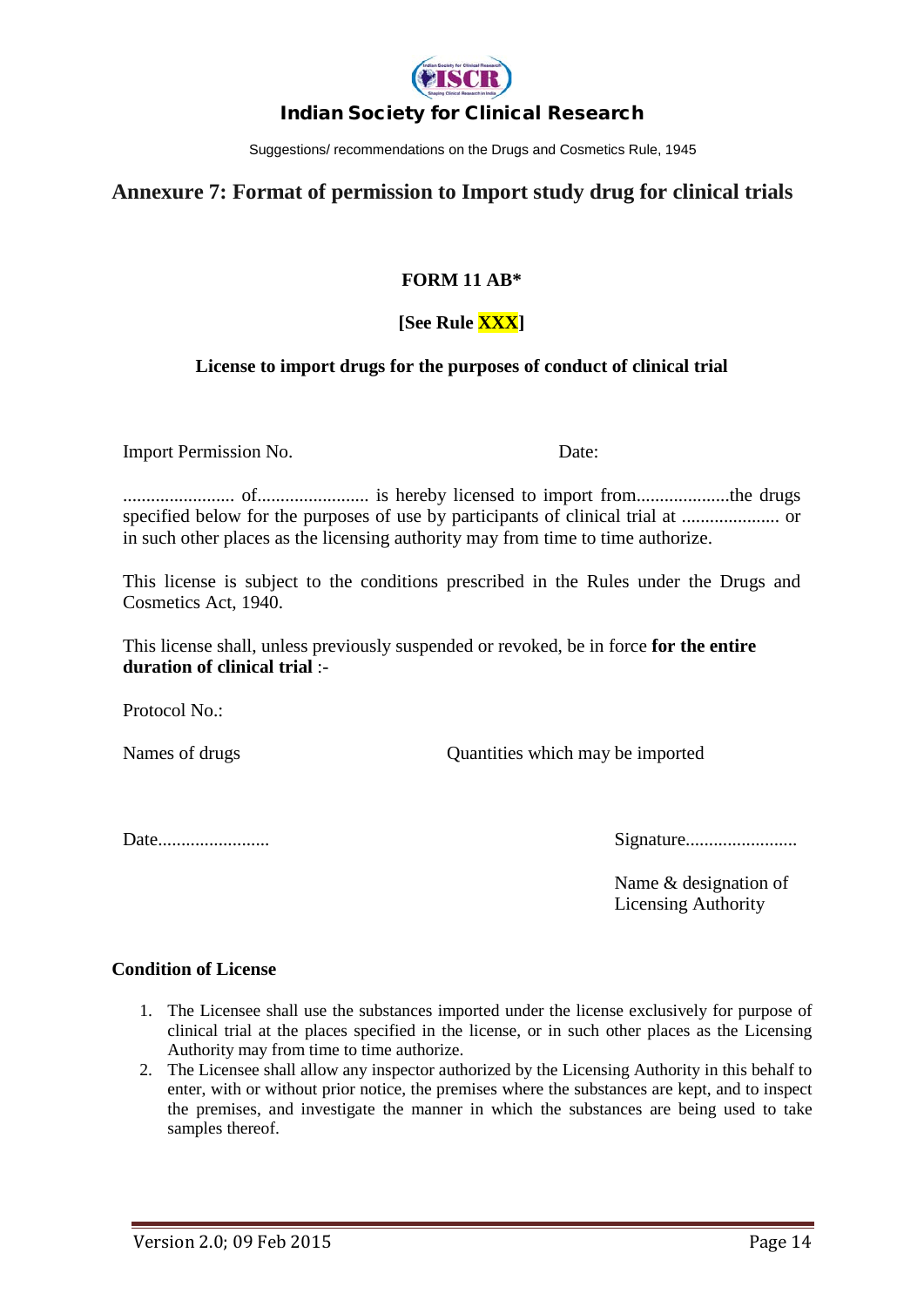# Annexure 7: Format of permission to Import study drug for clinical trials

**FORM 11 AB***

**[See Rule XXX]**

**License to import drugs for the purposes of conduct of clinical trial**

Import Permission No. Date:

........................ of........................ is hereby licensed to import from....................the drugs specified below for the purposes of use by participants of clinical trial at ..................... or in such other places as the licensing authority may from time to time authorize.

This license is subject to the conditions prescribed in the Rules under the Drugs and Cosmetics Act, 1940.

This license shall, unless previously suspended or revoked, be in force **for the entire duration of clinical trial** :-

Protocol No.:

Names of drugs Quantities which may be imported

Date........................ Signature........................

Name & designation of Licensing Authority

**Condition of License**

1. The Licensee shall use the substances imported under the license exclusively for purpose of clinical trial at the places specified in the license, or in such other places as the Licensing Authority may from time to time authorize.
2. The Licensee shall allow any inspector authorized by the Licensing Authority in this behalf to enter, with or without prior notice, the premises where the substances are kept, and to inspect the premises, and investigate the manner in which the substances are being used to take samples thereof.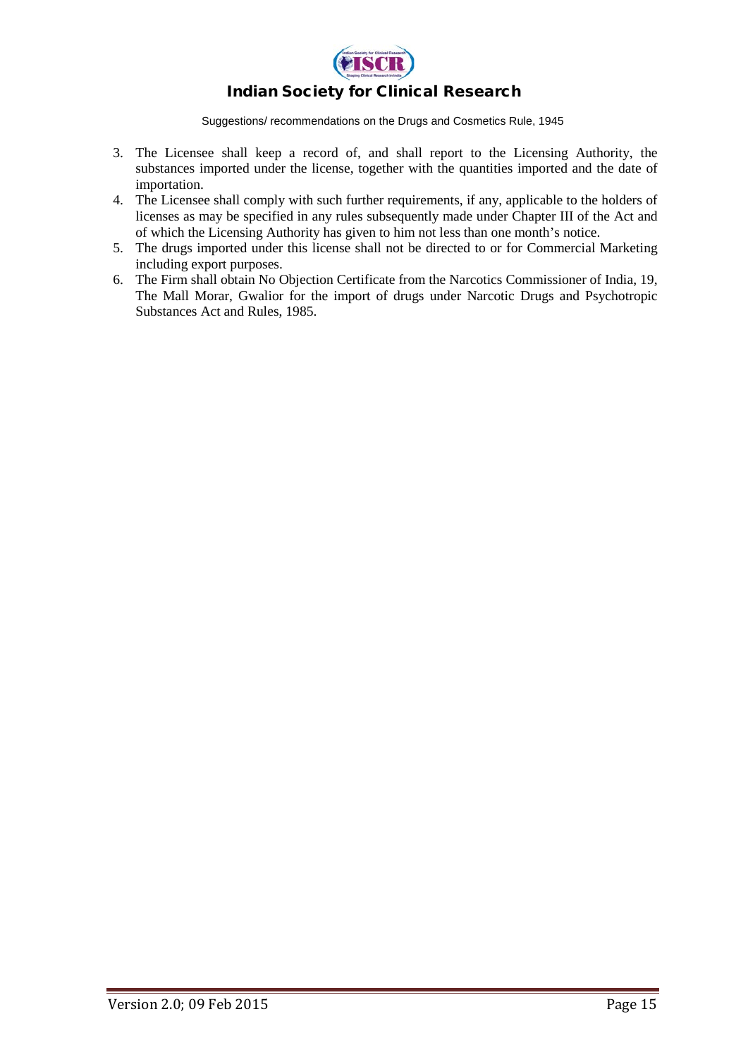3. The Licensee shall keep a record of, and shall report to the Licensing Authority, the substances imported under the license, together with the quantities imported and the date of importation.
4. The Licensee shall comply with such further requirements, if any, applicable to the holders of licenses as may be specified in any rules subsequently made under Chapter III of the Act and of which the Licensing Authority has given to him not less than one month's notice.
5. The drugs imported under this license shall not be directed to or for Commercial Marketing including export purposes.
6. The Firm shall obtain No Objection Certificate from the Narcotics Commissioner of India, 19, The Mall Morar, Gwalior for the import of drugs under Narcotic Drugs and Psychotropic Substances Act and Rules, 1985.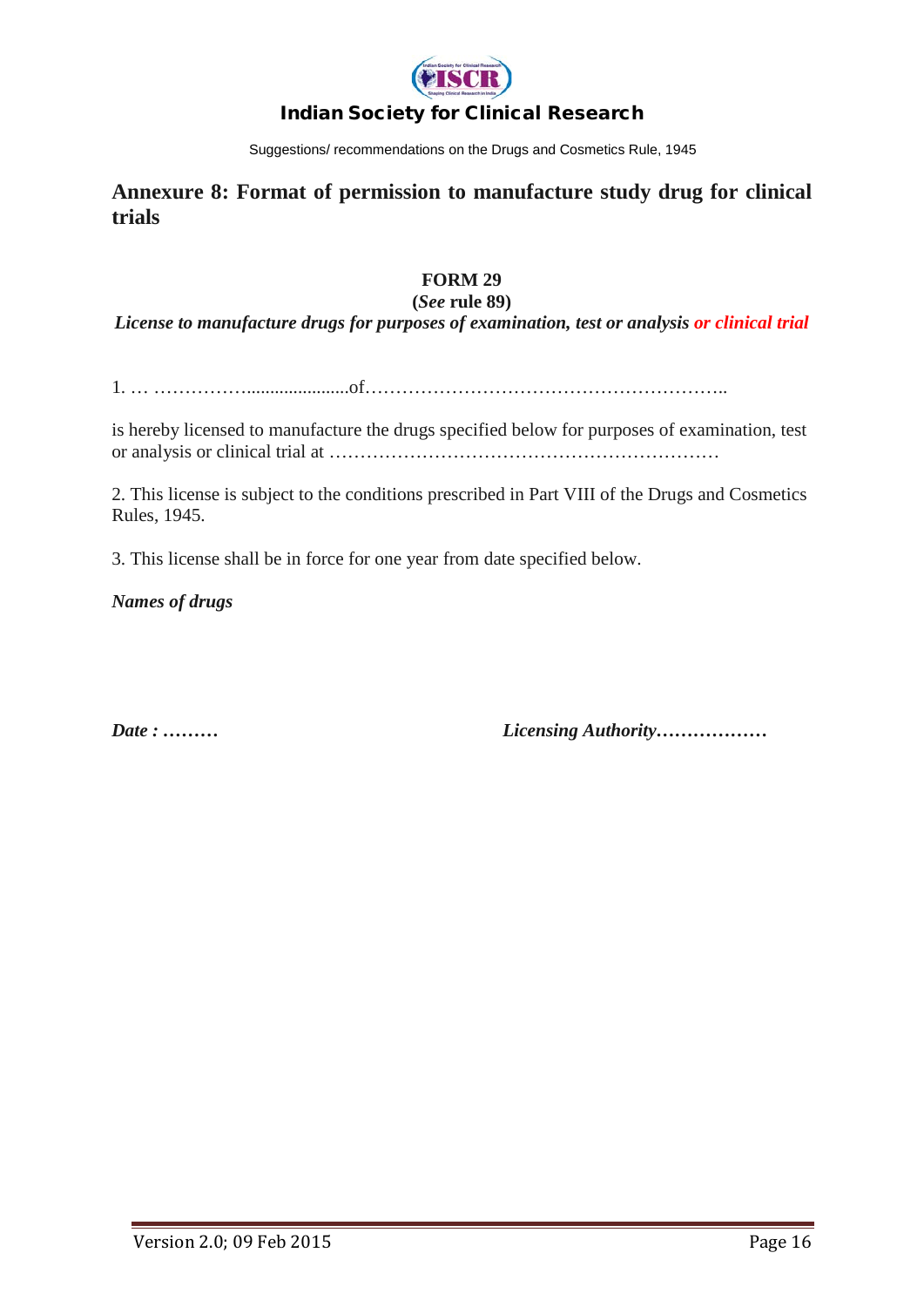## Annexure 8: Format of permission to manufacture study drug for clinical trials

**FORM 29**

**(*See* rule 89)**

***License to manufacture drugs for purposes of examination, test or analysis or clinical trial***

1\. … …………….....................of…………………………………………………..

is hereby licensed to manufacture the drugs specified below for purposes of examination, test or analysis or clinical trial at ………………………………………………………

2\. This license is subject to the conditions prescribed in Part VIII of the Drugs and Cosmetics Rules, 1945.

3\. This license shall be in force for one year from date specified below.

***Names of drugs***

***Date : ………*** ***Licensing Authority………………***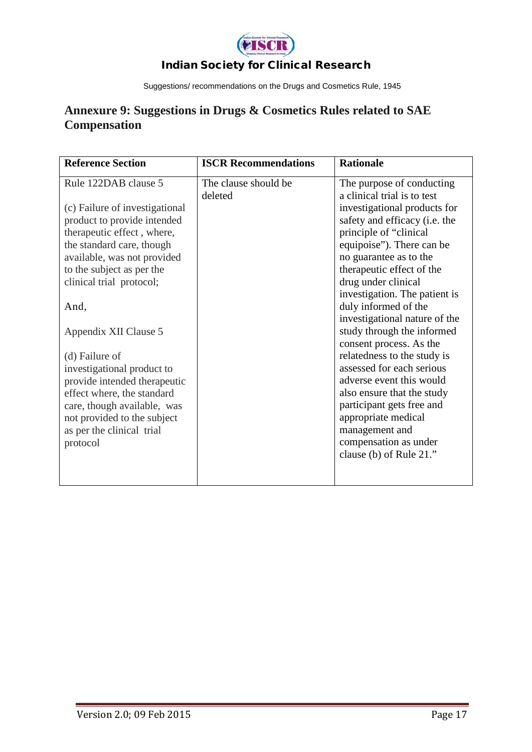## Annexure 9: Suggestions in Drugs & Cosmetics Rules related to SAE Compensation

| Reference Section | ISCR Recommendations | Rationale |
|---|---|---|
| Rule 122DAB clause 5<br><br>(c) Failure of investigational product to provide intended therapeutic effect , where, the standard care, though available, was not provided to the subject as per the clinical trial protocol;<br><br>And,<br><br>Appendix XII Clause 5<br><br>(d) Failure of investigational product to provide intended therapeutic effect where, the standard care, though available, was not provided to the subject as per the clinical trial protocol | The clause should be deleted | The purpose of conducting a clinical trial is to test investigational products for safety and efficacy (i.e. the principle of "clinical equipoise"). There can be no guarantee as to the therapeutic effect of the drug under clinical investigation. The patient is duly informed of the investigational nature of the study through the informed consent process. As the relatedness to the study is assessed for each serious adverse event this would also ensure that the study participant gets free and appropriate medical management and compensation as under clause (b) of Rule 21." |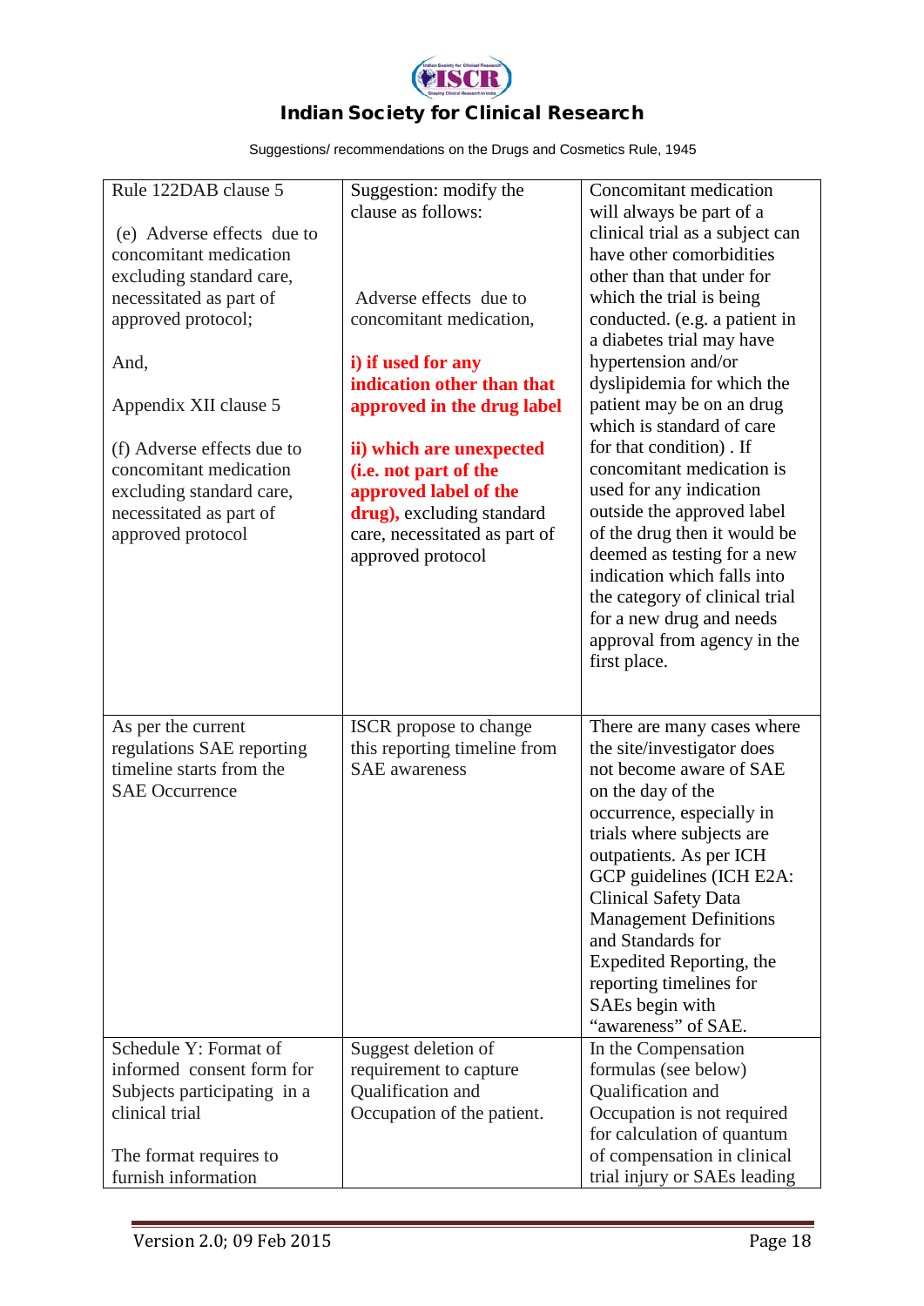| | | |
|---|---|---|
| Rule 122DAB clause 5<br><br>(e) Adverse effects due to concomitant medication excluding standard care, necessitated as part of approved protocol;<br><br>And,<br><br>Appendix XII clause 5<br><br>(f) Adverse effects due to concomitant medication excluding standard care, necessitated as part of approved protocol | Suggestion: modify the clause as follows:<br><br>Adverse effects due to concomitant medication,<br><br>**i) if used for any indication other than that approved in the drug label**<br><br>**ii) which are unexpected (i.e. not part of the approved label of the drug),** excluding standard care, necessitated as part of approved protocol | Concomitant medication will always be part of a clinical trial as a subject can have other comorbidities other than that under for which the trial is being conducted. (e.g. a patient in a diabetes trial may have hypertension and/or dyslipidemia for which the patient may be on an drug which is standard of care for that condition) . If concomitant medication is used for any indication outside the approved label of the drug then it would be deemed as testing for a new indication which falls into the category of clinical trial for a new drug and needs approval from agency in the first place. |
| As per the current regulations SAE reporting timeline starts from the SAE Occurrence | ISCR propose to change this reporting timeline from SAE awareness | There are many cases where the site/investigator does not become aware of SAE on the day of the occurrence, especially in trials where subjects are outpatients. As per ICH GCP guidelines (ICH E2A: Clinical Safety Data Management Definitions and Standards for Expedited Reporting, the reporting timelines for SAEs begin with "awareness" of SAE. |
| Schedule Y: Format of informed consent form for Subjects participating in a clinical trial<br><br>The format requires to furnish information | Suggest deletion of requirement to capture Qualification and Occupation of the patient. | In the Compensation formulas (see below) Qualification and Occupation is not required for calculation of quantum of compensation in clinical trial injury or SAEs leading |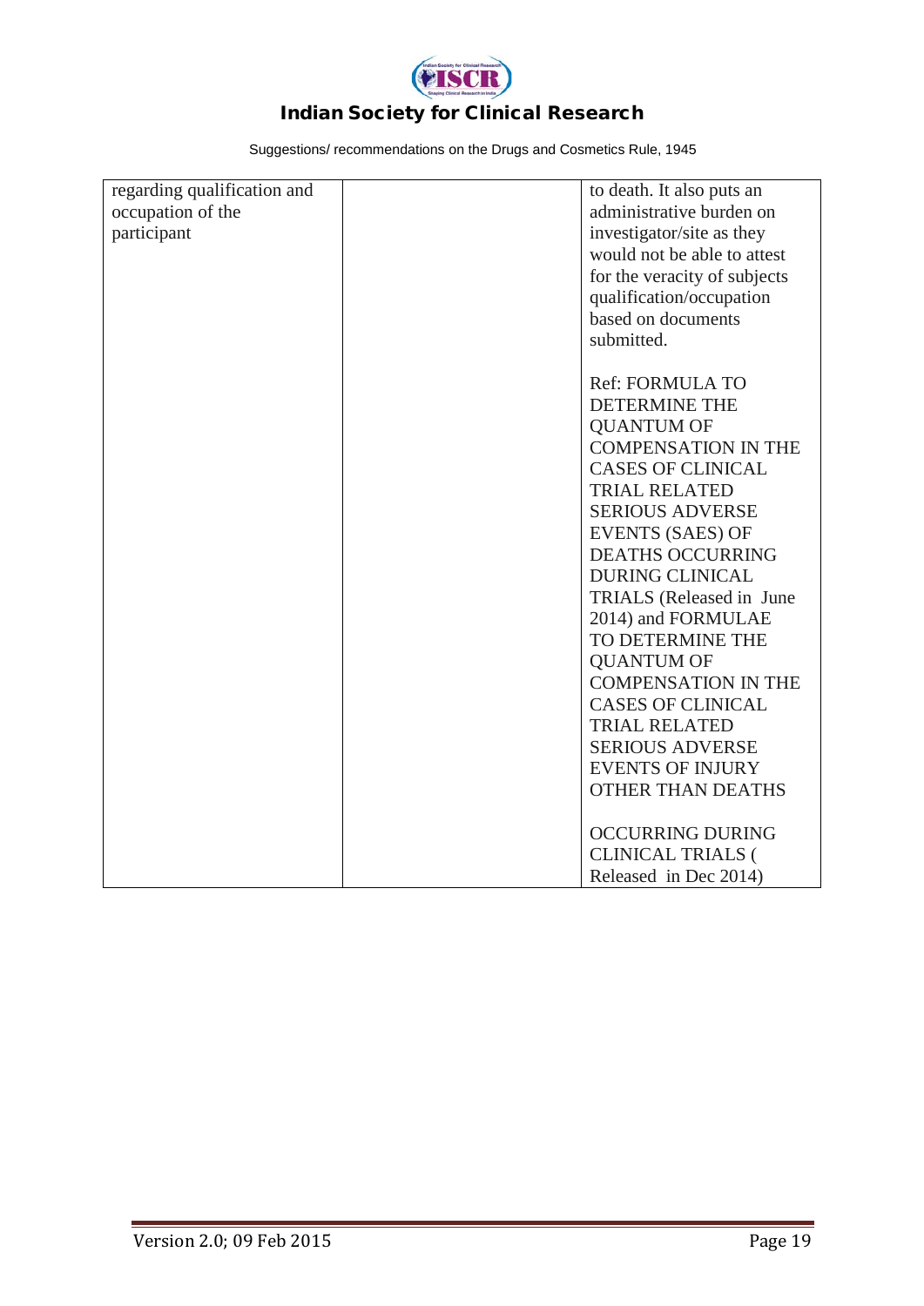| | | |
|---|---|---|
| regarding qualification and occupation of the participant | | to death. It also puts an administrative burden on investigator/site as they would not be able to attest for the veracity of subjects qualification/occupation based on documents submitted.<br><br>Ref: FORMULA TO DETERMINE THE QUANTUM OF COMPENSATION IN THE CASES OF CLINICAL TRIAL RELATED SERIOUS ADVERSE EVENTS (SAES) OF DEATHS OCCURRING DURING CLINICAL TRIALS (Released in June 2014) and FORMULAE TO DETERMINE THE QUANTUM OF COMPENSATION IN THE CASES OF CLINICAL TRIAL RELATED SERIOUS ADVERSE EVENTS OF INJURY OTHER THAN DEATHS<br><br>OCCURRING DURING CLINICAL TRIALS ( Released in Dec 2014) |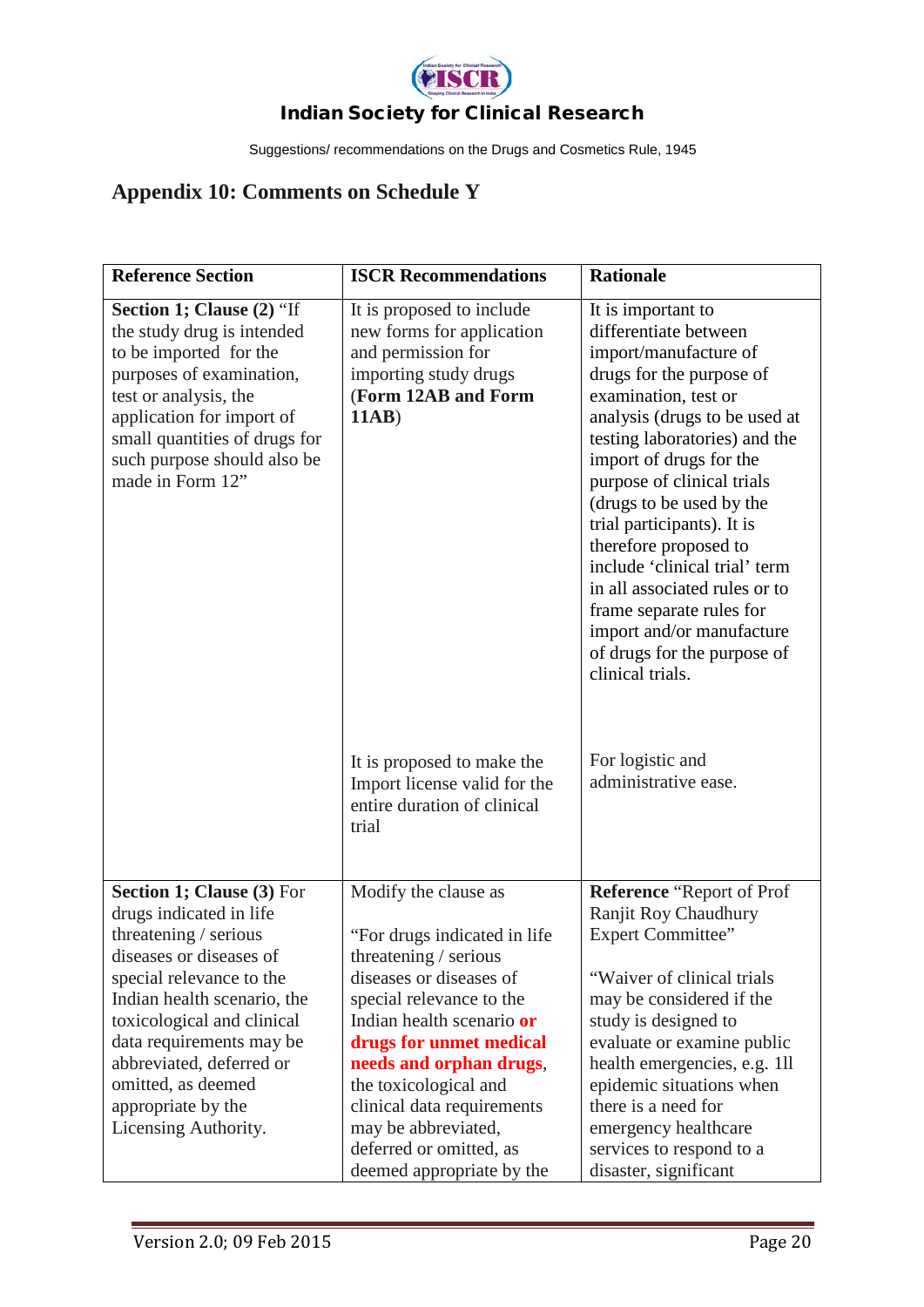## Appendix 10: Comments on Schedule Y

| Reference Section | ISCR Recommendations | Rationale |
|---|---|---|
| **Section 1; Clause (2)** "If the study drug is intended to be imported for the purposes of examination, test or analysis, the application for import of small quantities of drugs for such purpose should also be made in Form 12" | It is proposed to include new forms for application and permission for importing study drugs (**Form 12AB and Form 11AB**) | It is important to differentiate between import/manufacture of drugs for the purpose of examination, test or analysis (drugs to be used at testing laboratories) and the import of drugs for the purpose of clinical trials (drugs to be used by the trial participants). It is therefore proposed to include 'clinical trial' term in all associated rules or to frame separate rules for import and/or manufacture of drugs for the purpose of clinical trials. |
| | It is proposed to make the Import license valid for the entire duration of clinical trial | For logistic and administrative ease. |
| **Section 1; Clause (3)** For drugs indicated in life threatening / serious diseases or diseases of special relevance to the Indian health scenario, the toxicological and clinical data requirements may be abbreviated, deferred or omitted, as deemed appropriate by the Licensing Authority. | Modify the clause as<br><br>"For drugs indicated in life threatening / serious diseases or diseases of special relevance to the Indian health scenario **or drugs for unmet medical needs and orphan drugs**, the toxicological and clinical data requirements may be abbreviated, deferred or omitted, as deemed appropriate by the | **Reference** "Report of Prof Ranjit Roy Chaudhury Expert Committee"<br><br>"Waiver of clinical trials may be considered if the study is designed to evaluate or examine public health emergencies, e.g. 1ll epidemic situations when there is a need for emergency healthcare services to respond to a disaster, significant |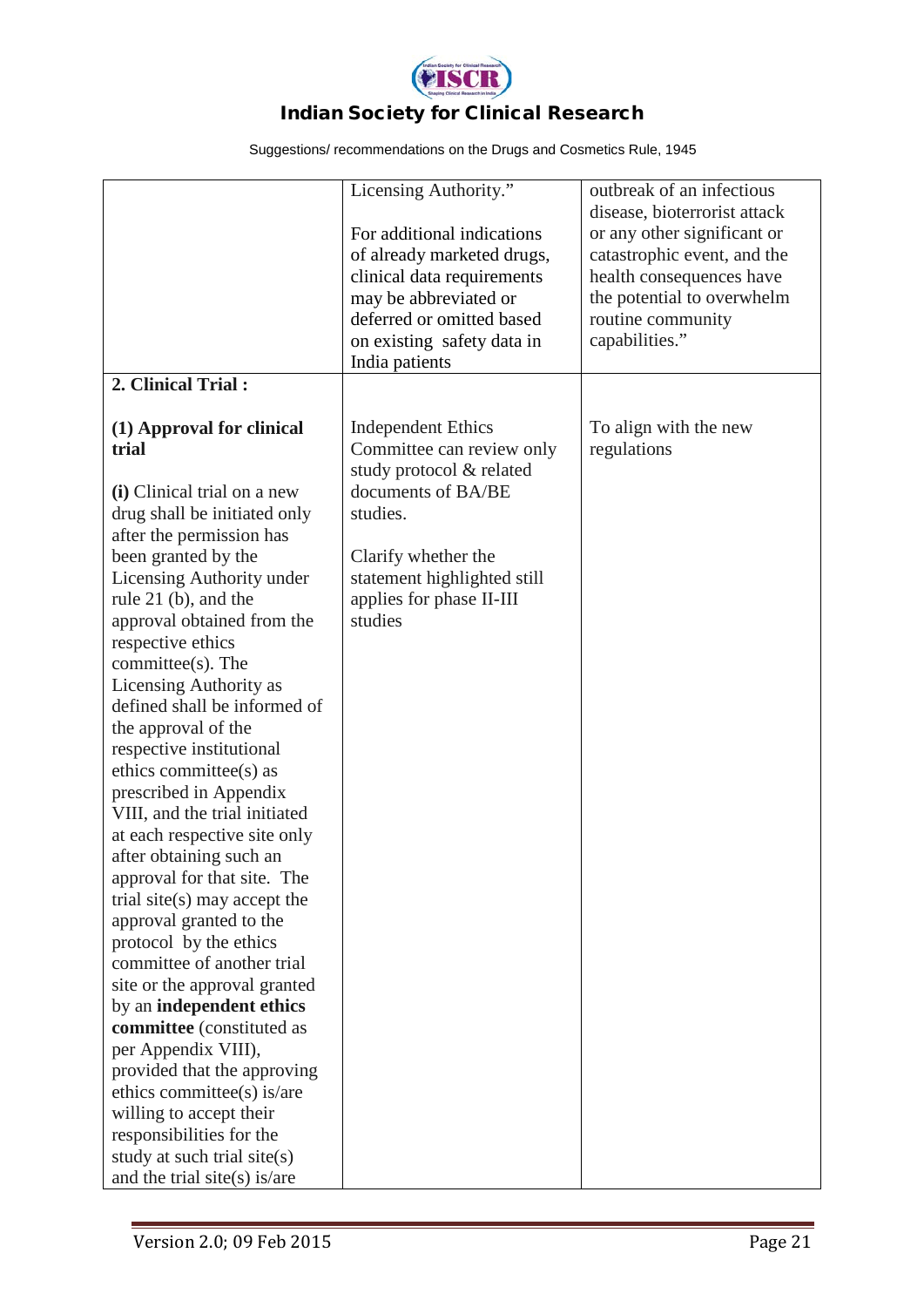| | | |
|---|---|---|
| | Licensing Authority."<br><br>For additional indications of already marketed drugs, clinical data requirements may be abbreviated or deferred or omitted based on existing safety data in India patients | outbreak of an infectious disease, bioterrorist attack or any other significant or catastrophic event, and the health consequences have the potential to overwhelm routine community capabilities." |
| **2. Clinical Trial :**<br><br>**(1) Approval for clinical trial**<br><br>**(i)** Clinical trial on a new drug shall be initiated only after the permission has been granted by the Licensing Authority under rule 21 (b), and the approval obtained from the respective ethics committee(s). The Licensing Authority as defined shall be informed of the approval of the respective institutional ethics committee(s) as prescribed in Appendix VIII, and the trial initiated at each respective site only after obtaining such an approval for that site. The trial site(s) may accept the approval granted to the protocol by the ethics committee of another trial site or the approval granted by an **independent ethics committee** (constituted as per Appendix VIII), provided that the approving ethics committee(s) is/are willing to accept their responsibilities for the study at such trial site(s) and the trial site(s) is/are | <br><br>Independent Ethics Committee can review only study protocol & related documents of BA/BE studies.<br><br>Clarify whether the statement highlighted still applies for phase II-III studies | <br><br>To align with the new regulations |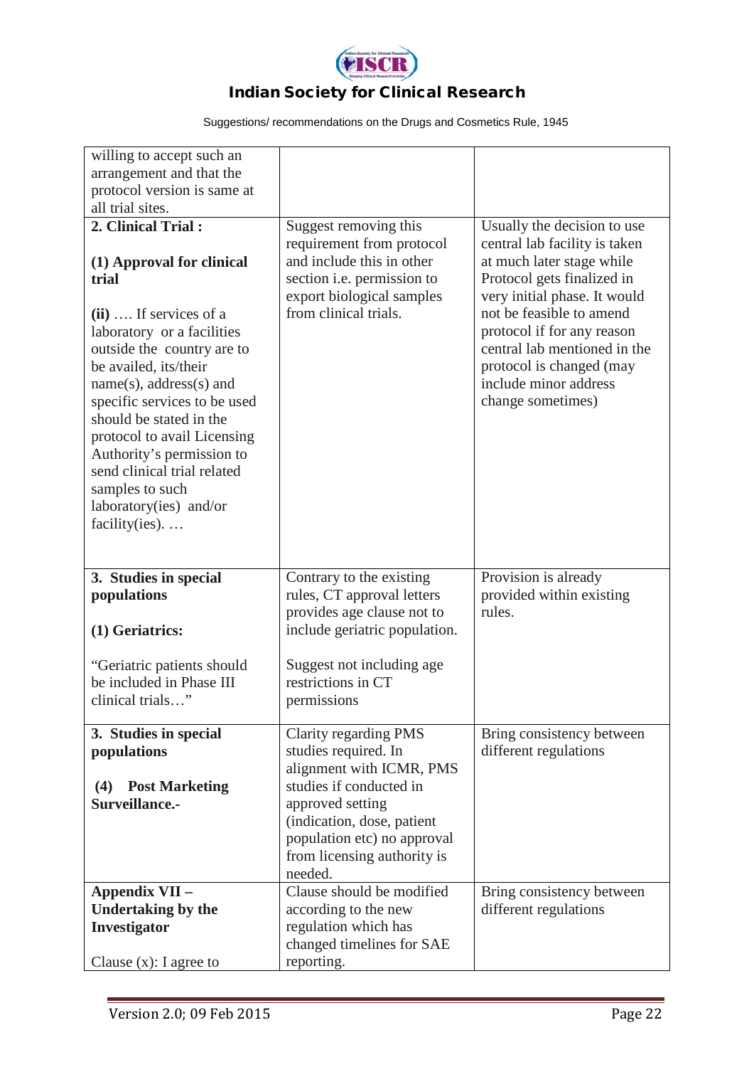| | | |
|---|---|---|
| willing to accept such an arrangement and that the protocol version is same at all trial sites. | | |
| **2. Clinical Trial :**<br><br>**(1) Approval for clinical trial**<br><br>**(ii)** …. If services of a laboratory or a facilities outside the country are to be availed, its/their name(s), address(s) and specific services to be used should be stated in the protocol to avail Licensing Authority's permission to send clinical trial related samples to such laboratory(ies) and/or facility(ies). … | Suggest removing this requirement from protocol and include this in other section i.e. permission to export biological samples from clinical trials. | Usually the decision to use central lab facility is taken at much later stage while Protocol gets finalized in very initial phase. It would not be feasible to amend protocol if for any reason central lab mentioned in the protocol is changed (may include minor address change sometimes) |
| **3. Studies in special populations**<br><br>**(1) Geriatrics:**<br><br>"Geriatric patients should be included in Phase III clinical trials…" | Contrary to the existing rules, CT approval letters provides age clause not to include geriatric population.<br><br>Suggest not including age restrictions in CT permissions | Provision is already provided within existing rules. |
| **3. Studies in special populations**<br><br>**(4) Post Marketing Surveillance.-** | Clarity regarding PMS studies required. In alignment with ICMR, PMS studies if conducted in approved setting (indication, dose, patient population etc) no approval from licensing authority is needed. | Bring consistency between different regulations |
| **Appendix VII – Undertaking by the Investigator**<br><br>Clause (x): I agree to | Clause should be modified according to the new regulation which has changed timelines for SAE reporting. | Bring consistency between different regulations |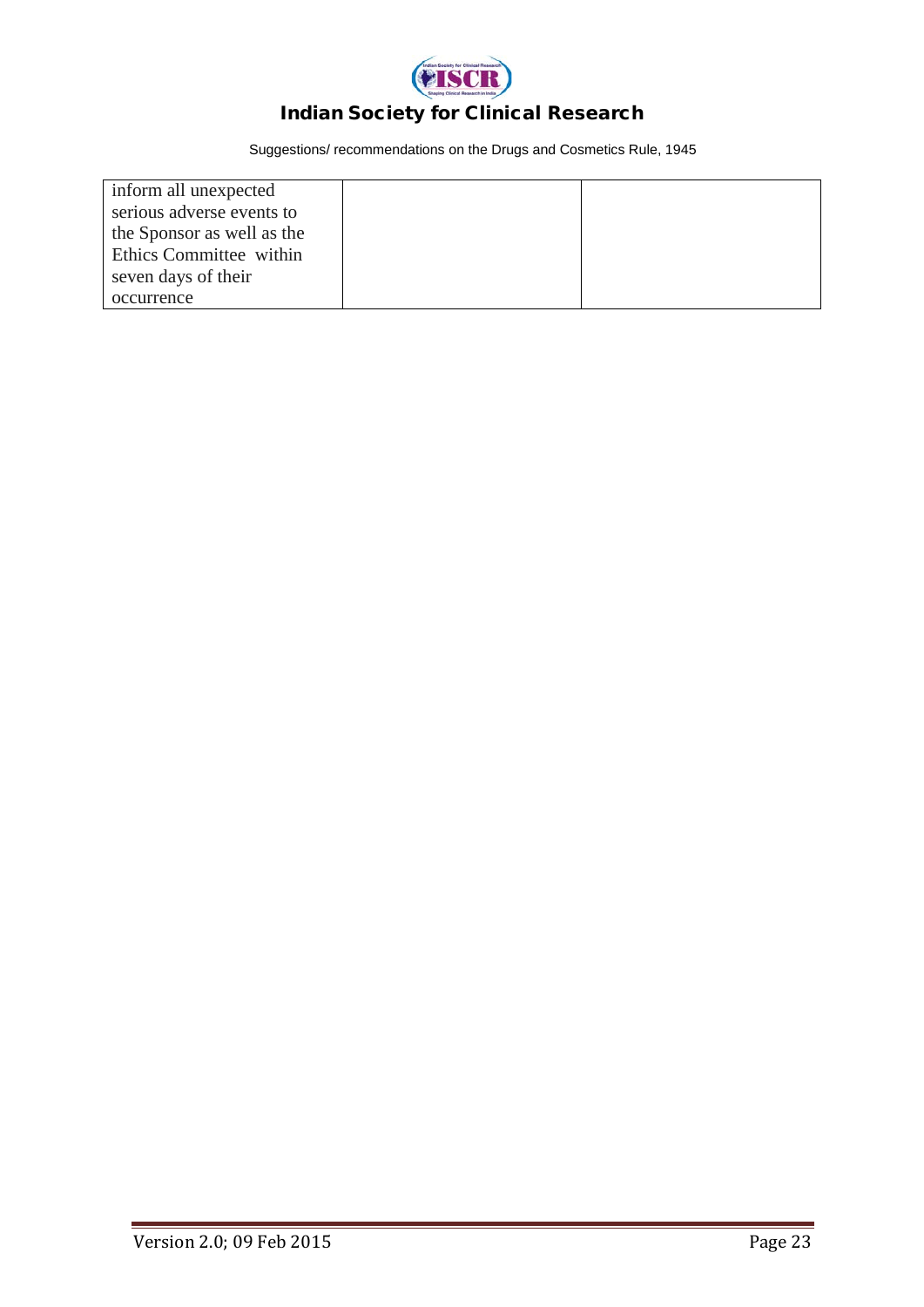| | | |
|---|---|---|
| inform all unexpected serious adverse events to the Sponsor as well as the Ethics Committee within seven days of their occurrence | | |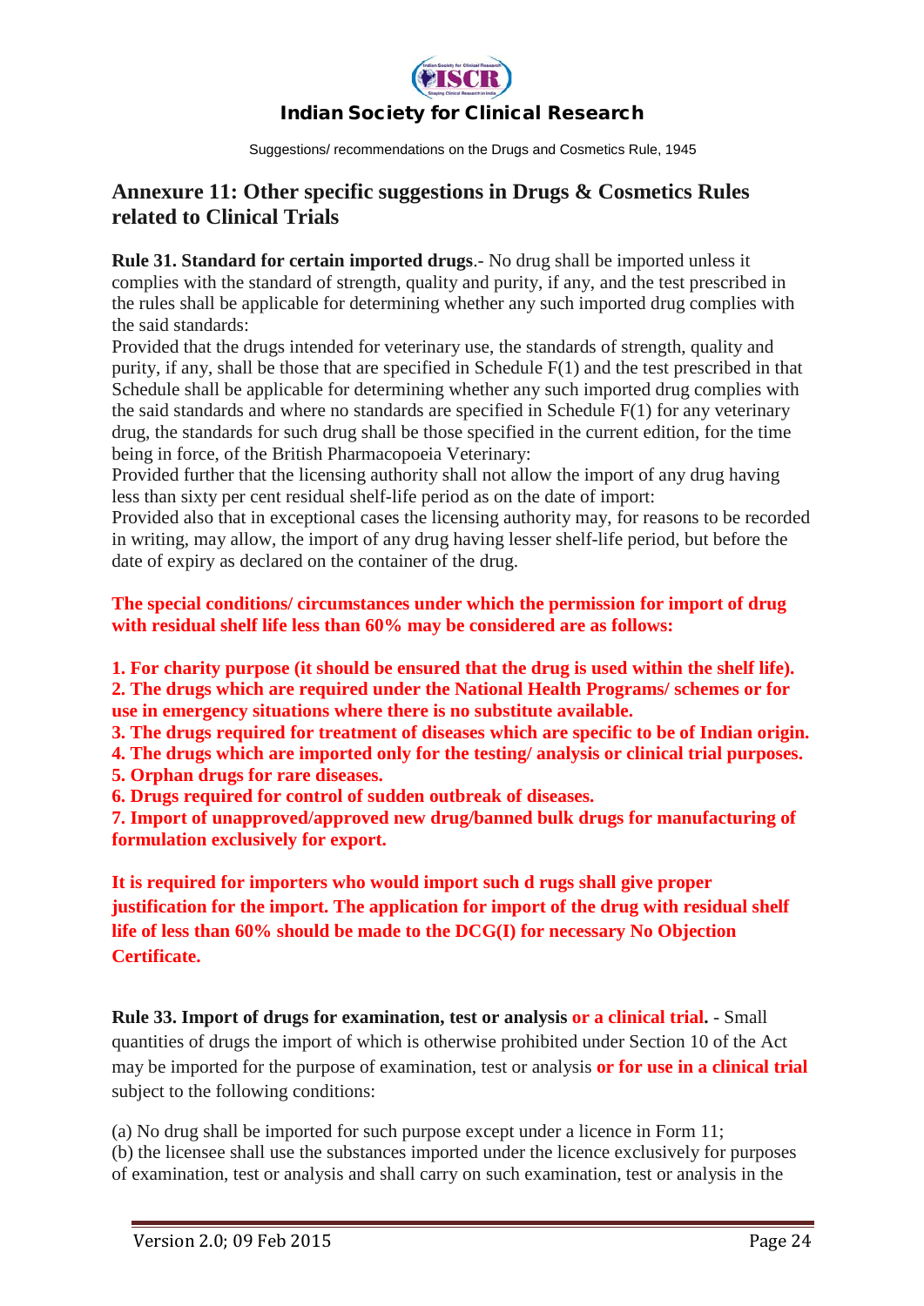## Annexure 11: Other specific suggestions in Drugs & Cosmetics Rules related to Clinical Trials

**Rule 31. Standard for certain imported drugs**.- No drug shall be imported unless it complies with the standard of strength, quality and purity, if any, and the test prescribed in the rules shall be applicable for determining whether any such imported drug complies with the said standards:

Provided that the drugs intended for veterinary use, the standards of strength, quality and purity, if any, shall be those that are specified in Schedule F(1) and the test prescribed in that Schedule shall be applicable for determining whether any such imported drug complies with the said standards and where no standards are specified in Schedule F(1) for any veterinary drug, the standards for such drug shall be those specified in the current edition, for the time being in force, of the British Pharmacopoeia Veterinary:

Provided further that the licensing authority shall not allow the import of any drug having less than sixty per cent residual shelf-life period as on the date of import:

Provided also that in exceptional cases the licensing authority may, for reasons to be recorded in writing, may allow, the import of any drug having lesser shelf-life period, but before the date of expiry as declared on the container of the drug.

**The special conditions/ circumstances under which the permission for import of drug with residual shelf life less than 60% may be considered are as follows:**

**1. For charity purpose (it should be ensured that the drug is used within the shelf life).**
**2. The drugs which are required under the National Health Programs/ schemes or for use in emergency situations where there is no substitute available.**
**3. The drugs required for treatment of diseases which are specific to be of Indian origin.**
**4. The drugs which are imported only for the testing/ analysis or clinical trial purposes.**
**5. Orphan drugs for rare diseases.**
**6. Drugs required for control of sudden outbreak of diseases.**
**7. Import of unapproved/approved new drug/banned bulk drugs for manufacturing of formulation exclusively for export.**

**It is required for importers who would import such d rugs shall give proper justification for the import. The application for import of the drug with residual shelf life of less than 60% should be made to the DCG(I) for necessary No Objection Certificate.**

**Rule 33. Import of drugs for examination, test or analysis or a clinical trial.** - Small quantities of drugs the import of which is otherwise prohibited under Section 10 of the Act may be imported for the purpose of examination, test or analysis **or for use in a clinical trial** subject to the following conditions:

(a) No drug shall be imported for such purpose except under a licence in Form 11;
(b) the licensee shall use the substances imported under the licence exclusively for purposes of examination, test or analysis and shall carry on such examination, test or analysis in the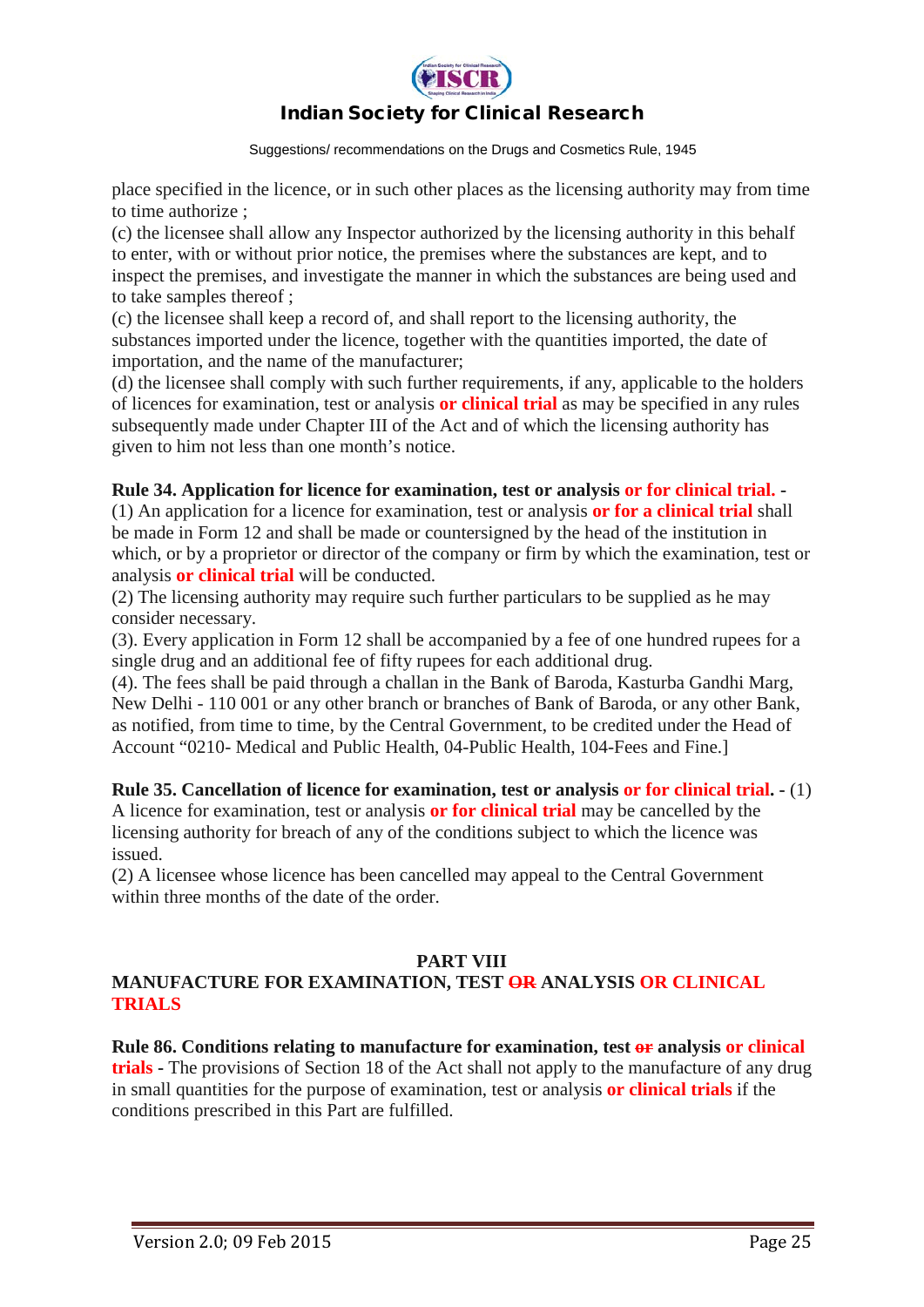place specified in the licence, or in such other places as the licensing authority may from time to time authorize ;

(c) the licensee shall allow any Inspector authorized by the licensing authority in this behalf to enter, with or without prior notice, the premises where the substances are kept, and to inspect the premises, and investigate the manner in which the substances are being used and to take samples thereof ;

(c) the licensee shall keep a record of, and shall report to the licensing authority, the substances imported under the licence, together with the quantities imported, the date of importation, and the name of the manufacturer;

(d) the licensee shall comply with such further requirements, if any, applicable to the holders of licences for examination, test or analysis **or clinical trial** as may be specified in any rules subsequently made under Chapter III of the Act and of which the licensing authority has given to him not less than one month's notice.

**Rule 34. Application for licence for examination, test or analysis or for clinical trial. -**

(1) An application for a licence for examination, test or analysis **or for a clinical trial** shall be made in Form 12 and shall be made or countersigned by the head of the institution in which, or by a proprietor or director of the company or firm by which the examination, test or analysis **or clinical trial** will be conducted.

(2) The licensing authority may require such further particulars to be supplied as he may consider necessary.

(3). Every application in Form 12 shall be accompanied by a fee of one hundred rupees for a single drug and an additional fee of fifty rupees for each additional drug.

(4). The fees shall be paid through a challan in the Bank of Baroda, Kasturba Gandhi Marg, New Delhi - 110 001 or any other branch or branches of Bank of Baroda, or any other Bank, as notified, from time to time, by the Central Government, to be credited under the Head of Account "0210- Medical and Public Health, 04-Public Health, 104-Fees and Fine.]

**Rule 35. Cancellation of licence for examination, test or analysis or for clinical trial.** - (1) A licence for examination, test or analysis **or for clinical trial** may be cancelled by the licensing authority for breach of any of the conditions subject to which the licence was issued.

(2) A licensee whose licence has been cancelled may appeal to the Central Government within three months of the date of the order.

## PART VIII
## MANUFACTURE FOR EXAMINATION, TEST ~~OR~~ ANALYSIS OR CLINICAL TRIALS

**Rule 86. Conditions relating to manufacture for examination, test ~~or~~ analysis or clinical trials** - The provisions of Section 18 of the Act shall not apply to the manufacture of any drug in small quantities for the purpose of examination, test or analysis **or clinical trials** if the conditions prescribed in this Part are fulfilled.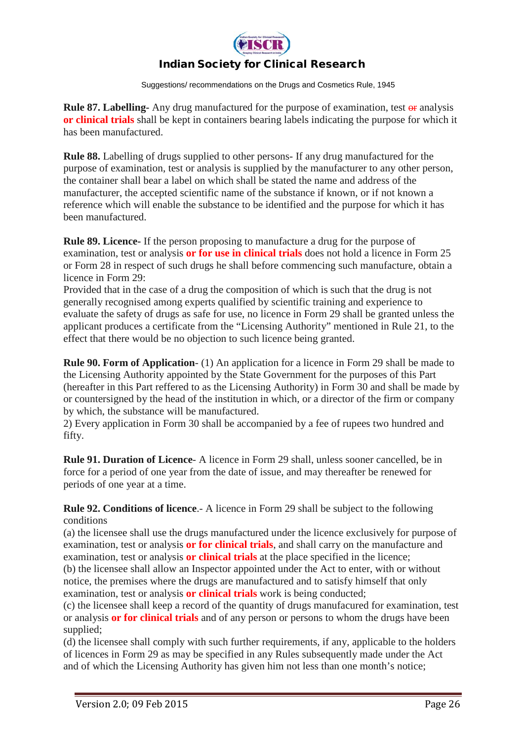**Rule 87. Labelling-** Any drug manufactured for the purpose of examination, test ~~or~~ analysis **or clinical trials** shall be kept in containers bearing labels indicating the purpose for which it has been manufactured.

**Rule 88.** Labelling of drugs supplied to other persons- If any drug manufactured for the purpose of examination, test or analysis is supplied by the manufacturer to any other person, the container shall bear a label on which shall be stated the name and address of the manufacturer, the accepted scientific name of the substance if known, or if not known a reference which will enable the substance to be identified and the purpose for which it has been manufactured.

**Rule 89. Licence-** If the person proposing to manufacture a drug for the purpose of examination, test or analysis **or for use in clinical trials** does not hold a licence in Form 25 or Form 28 in respect of such drugs he shall before commencing such manufacture, obtain a licence in Form 29:
Provided that in the case of a drug the composition of which is such that the drug is not generally recognised among experts qualified by scientific training and experience to evaluate the safety of drugs as safe for use, no licence in Form 29 shall be granted unless the applicant produces a certificate from the "Licensing Authority" mentioned in Rule 21, to the effect that there would be no objection to such licence being granted.

**Rule 90. Form of Application**- (1) An application for a licence in Form 29 shall be made to the Licensing Authority appointed by the State Government for the purposes of this Part (hereafter in this Part reffered to as the Licensing Authority) in Form 30 and shall be made by or countersigned by the head of the institution in which, or a director of the firm or company by which, the substance will be manufactured.
2) Every application in Form 30 shall be accompanied by a fee of rupees two hundred and fifty.

**Rule 91. Duration of Licence**- A licence in Form 29 shall, unless sooner cancelled, be in force for a period of one year from the date of issue, and may thereafter be renewed for periods of one year at a time.

**Rule 92. Conditions of licence**.- A licence in Form 29 shall be subject to the following conditions
(a) the licensee shall use the drugs manufactured under the licence exclusively for purpose of examination, test or analysis **or for clinical trials**, and shall carry on the manufacture and examination, test or analysis **or clinical trials** at the place specified in the licence;
(b) the licensee shall allow an Inspector appointed under the Act to enter, with or without notice, the premises where the drugs are manufactured and to satisfy himself that only examination, test or analysis **or clinical trials** work is being conducted;
(c) the licensee shall keep a record of the quantity of drugs manufacured for examination, test or analysis **or for clinical trials** and of any person or persons to whom the drugs have been supplied;
(d) the licensee shall comply with such further requirements, if any, applicable to the holders of licences in Form 29 as may be specified in any Rules subsequently made under the Act and of which the Licensing Authority has given him not less than one month's notice;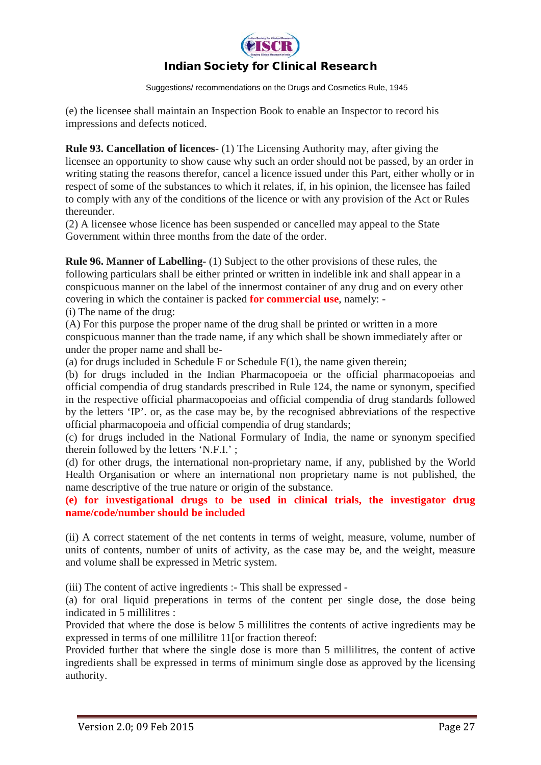(e) the licensee shall maintain an Inspection Book to enable an Inspector to record his impressions and defects noticed.

**Rule 93. Cancellation of licences**- (1) The Licensing Authority may, after giving the licensee an opportunity to show cause why such an order should not be passed, by an order in writing stating the reasons therefor, cancel a licence issued under this Part, either wholly or in respect of some of the substances to which it relates, if, in his opinion, the licensee has failed to comply with any of the conditions of the licence or with any provision of the Act or Rules thereunder.

(2) A licensee whose licence has been suspended or cancelled may appeal to the State Government within three months from the date of the order.

**Rule 96. Manner of Labelling-** (1) Subject to the other provisions of these rules, the following particulars shall be either printed or written in indelible ink and shall appear in a conspicuous manner on the label of the innermost container of any drug and on every other covering in which the container is packed **for commercial use**, namely: -

(i) The name of the drug:

(A) For this purpose the proper name of the drug shall be printed or written in a more conspicuous manner than the trade name, if any which shall be shown immediately after or under the proper name and shall be-

(a) for drugs included in Schedule F or Schedule F(1), the name given therein;

(b) for drugs included in the Indian Pharmacopoeia or the official pharmacopoeias and official compendia of drug standards prescribed in Rule 124, the name or synonym, specified in the respective official pharmacopoeias and official compendia of drug standards followed by the letters 'IP'. or, as the case may be, by the recognised abbreviations of the respective official pharmacopoeia and official compendia of drug standards;

(c) for drugs included in the National Formulary of India, the name or synonym specified therein followed by the letters 'N.F.I.' ;

(d) for other drugs, the international non-proprietary name, if any, published by the World Health Organisation or where an international non proprietary name is not published, the name descriptive of the true nature or origin of the substance.

**(e) for investigational drugs to be used in clinical trials, the investigator drug name/code/number should be included**

(ii) A correct statement of the net contents in terms of weight, measure, volume, number of units of contents, number of units of activity, as the case may be, and the weight, measure and volume shall be expressed in Metric system.

(iii) The content of active ingredients :- This shall be expressed -

(a) for oral liquid preperations in terms of the content per single dose, the dose being indicated in 5 millilitres :

Provided that where the dose is below 5 millilitres the contents of active ingredients may be expressed in terms of one millilitre 11[or fraction thereof:

Provided further that where the single dose is more than 5 millilitres, the content of active ingredients shall be expressed in terms of minimum single dose as approved by the licensing authority.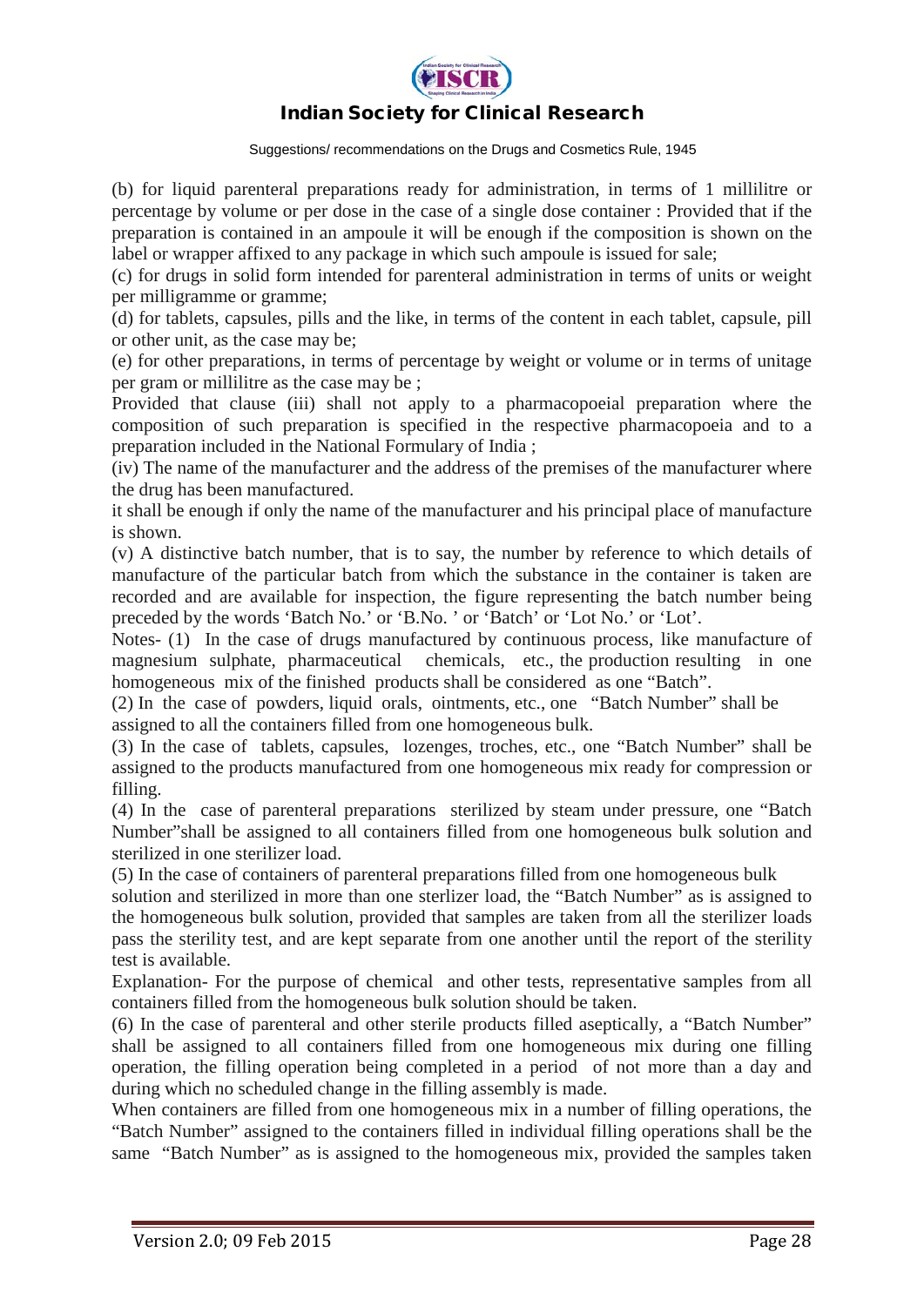(b) for liquid parenteral preparations ready for administration, in terms of 1 millilitre or percentage by volume or per dose in the case of a single dose container : Provided that if the preparation is contained in an ampoule it will be enough if the composition is shown on the label or wrapper affixed to any package in which such ampoule is issued for sale;

(c) for drugs in solid form intended for parenteral administration in terms of units or weight per milligramme or gramme;

(d) for tablets, capsules, pills and the like, in terms of the content in each tablet, capsule, pill or other unit, as the case may be;

(e) for other preparations, in terms of percentage by weight or volume or in terms of unitage per gram or millilitre as the case may be ;

Provided that clause (iii) shall not apply to a pharmacopoeial preparation where the composition of such preparation is specified in the respective pharmacopoeia and to a preparation included in the National Formulary of India ;

(iv) The name of the manufacturer and the address of the premises of the manufacturer where the drug has been manufactured.

it shall be enough if only the name of the manufacturer and his principal place of manufacture is shown.

(v) A distinctive batch number, that is to say, the number by reference to which details of manufacture of the particular batch from which the substance in the container is taken are recorded and are available for inspection, the figure representing the batch number being preceded by the words 'Batch No.' or 'B.No. ' or 'Batch' or 'Lot No.' or 'Lot'.

Notes- (1) In the case of drugs manufactured by continuous process, like manufacture of magnesium sulphate, pharmaceutical chemicals, etc., the production resulting in one homogeneous mix of the finished products shall be considered as one "Batch".

(2) In the case of powders, liquid orals, ointments, etc., one "Batch Number" shall be assigned to all the containers filled from one homogeneous bulk.

(3) In the case of tablets, capsules, lozenges, troches, etc., one "Batch Number" shall be assigned to the products manufactured from one homogeneous mix ready for compression or filling.

(4) In the case of parenteral preparations sterilized by steam under pressure, one "Batch Number"shall be assigned to all containers filled from one homogeneous bulk solution and sterilized in one sterilizer load.

(5) In the case of containers of parenteral preparations filled from one homogeneous bulk solution and sterilized in more than one sterlizer load, the "Batch Number" as is assigned to the homogeneous bulk solution, provided that samples are taken from all the sterilizer loads pass the sterility test, and are kept separate from one another until the report of the sterility test is available.

Explanation- For the purpose of chemical and other tests, representative samples from all containers filled from the homogeneous bulk solution should be taken.

(6) In the case of parenteral and other sterile products filled aseptically, a "Batch Number" shall be assigned to all containers filled from one homogeneous mix during one filling operation, the filling operation being completed in a period of not more than a day and during which no scheduled change in the filling assembly is made.

When containers are filled from one homogeneous mix in a number of filling operations, the "Batch Number" assigned to the containers filled in individual filling operations shall be the same "Batch Number" as is assigned to the homogeneous mix, provided the samples taken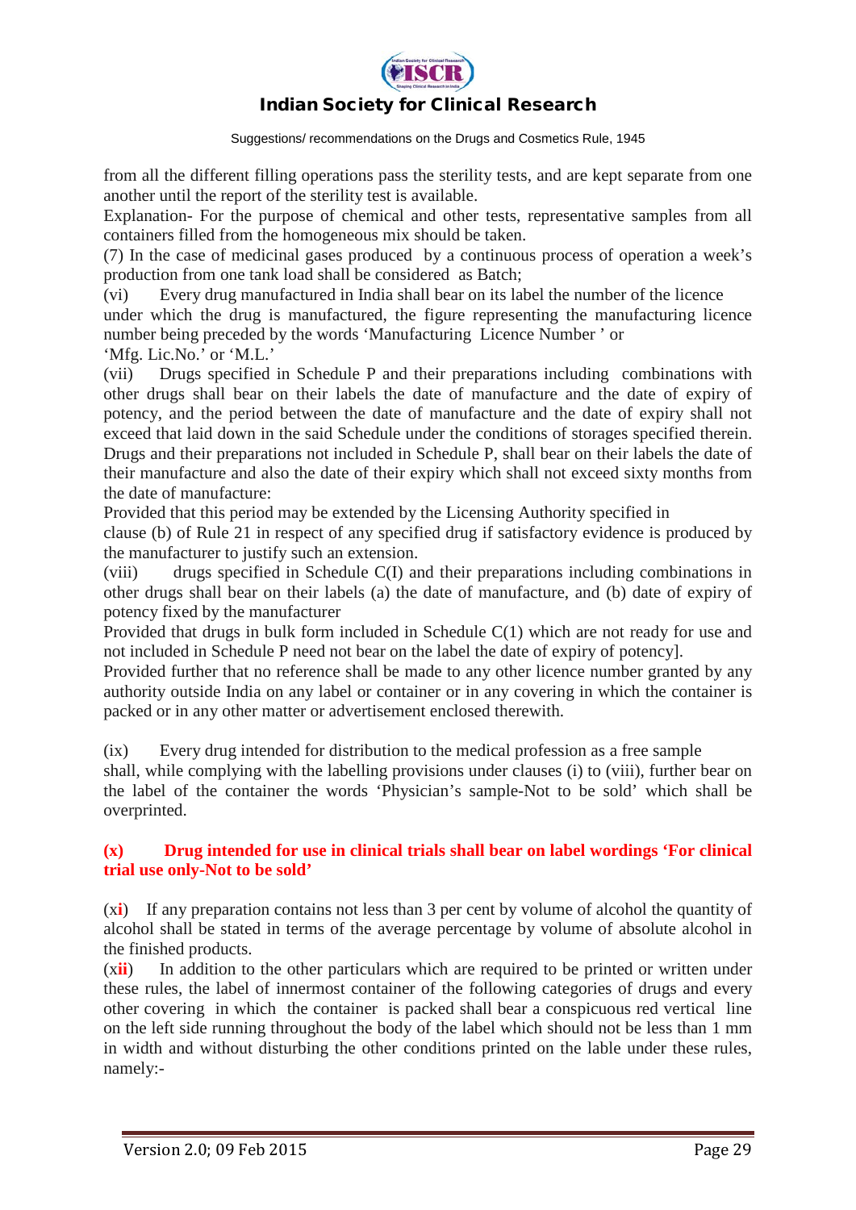from all the different filling operations pass the sterility tests, and are kept separate from one another until the report of the sterility test is available.

Explanation- For the purpose of chemical and other tests, representative samples from all containers filled from the homogeneous mix should be taken.

(7) In the case of medicinal gases produced by a continuous process of operation a week's production from one tank load shall be considered as Batch;

(vi) Every drug manufactured in India shall bear on its label the number of the licence under which the drug is manufactured, the figure representing the manufacturing licence number being preceded by the words 'Manufacturing Licence Number ' or 'Mfg. Lic.No.' or 'M.L.'

(vii) Drugs specified in Schedule P and their preparations including combinations with other drugs shall bear on their labels the date of manufacture and the date of expiry of potency, and the period between the date of manufacture and the date of expiry shall not exceed that laid down in the said Schedule under the conditions of storages specified therein. Drugs and their preparations not included in Schedule P, shall bear on their labels the date of their manufacture and also the date of their expiry which shall not exceed sixty months from the date of manufacture:

Provided that this period may be extended by the Licensing Authority specified in clause (b) of Rule 21 in respect of any specified drug if satisfactory evidence is produced by the manufacturer to justify such an extension.

(viii) drugs specified in Schedule C(I) and their preparations including combinations in other drugs shall bear on their labels (a) the date of manufacture, and (b) date of expiry of potency fixed by the manufacturer

Provided that drugs in bulk form included in Schedule C(1) which are not ready for use and not included in Schedule P need not bear on the label the date of expiry of potency].

Provided further that no reference shall be made to any other licence number granted by any authority outside India on any label or container or in any covering in which the container is packed or in any other matter or advertisement enclosed therewith.

(ix) Every drug intended for distribution to the medical profession as a free sample shall, while complying with the labelling provisions under clauses (i) to (viii), further bear on the label of the container the words 'Physician's sample-Not to be sold' which shall be overprinted.

**(x) Drug intended for use in clinical trials shall bear on label wordings 'For clinical trial use only-Not to be sold'**

(x**i**) If any preparation contains not less than 3 per cent by volume of alcohol the quantity of alcohol shall be stated in terms of the average percentage by volume of absolute alcohol in the finished products.

(x**ii**) In addition to the other particulars which are required to be printed or written under these rules, the label of innermost container of the following categories of drugs and every other covering in which the container is packed shall bear a conspicuous red vertical line on the left side running throughout the body of the label which should not be less than 1 mm in width and without disturbing the other conditions printed on the lable under these rules, namely:-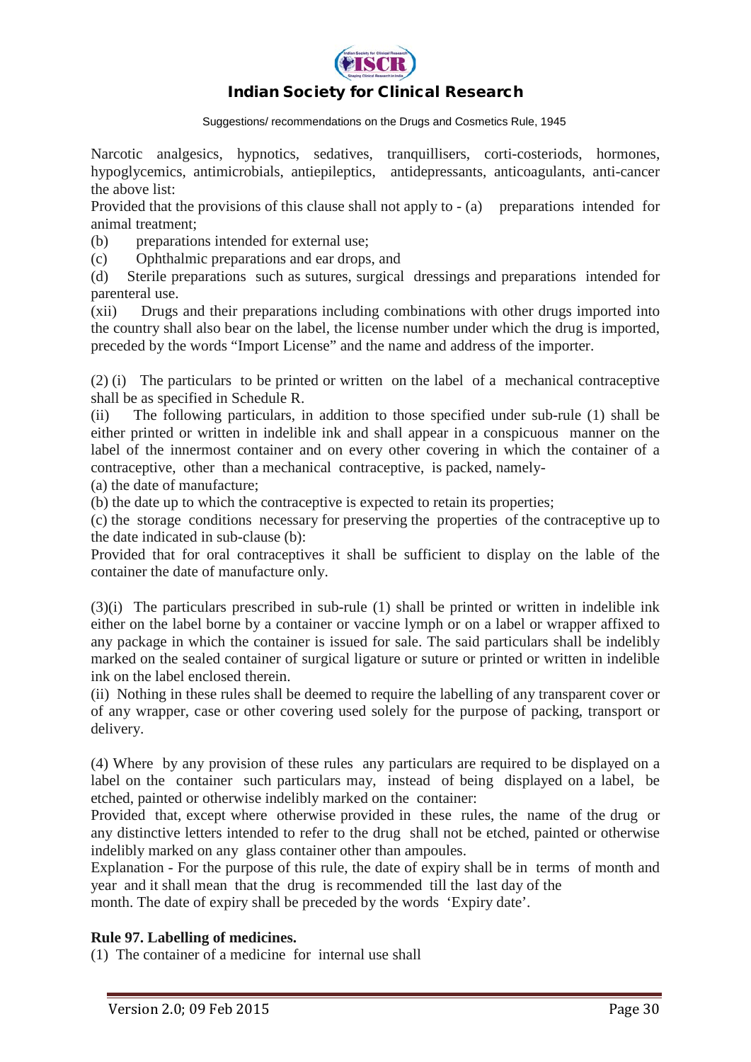Narcotic analgesics, hypnotics, sedatives, tranquillisers, corti-costeriods, hormones, hypoglycemics, antimicrobials, antiepileptics, antidepressants, anticoagulants, anti-cancer the above list:

Provided that the provisions of this clause shall not apply to - (a) preparations intended for animal treatment;

(b) preparations intended for external use;

(c) Ophthalmic preparations and ear drops, and

(d) Sterile preparations such as sutures, surgical dressings and preparations intended for parenteral use.

(xii) Drugs and their preparations including combinations with other drugs imported into the country shall also bear on the label, the license number under which the drug is imported, preceded by the words "Import License" and the name and address of the importer.

(2) (i) The particulars to be printed or written on the label of a mechanical contraceptive shall be as specified in Schedule R.

(ii) The following particulars, in addition to those specified under sub-rule (1) shall be either printed or written in indelible ink and shall appear in a conspicuous manner on the label of the innermost container and on every other covering in which the container of a contraceptive, other than a mechanical contraceptive, is packed, namely-

(a) the date of manufacture;

(b) the date up to which the contraceptive is expected to retain its properties;

(c) the storage conditions necessary for preserving the properties of the contraceptive up to the date indicated in sub-clause (b):

Provided that for oral contraceptives it shall be sufficient to display on the lable of the container the date of manufacture only.

(3)(i) The particulars prescribed in sub-rule (1) shall be printed or written in indelible ink either on the label borne by a container or vaccine lymph or on a label or wrapper affixed to any package in which the container is issued for sale. The said particulars shall be indelibly marked on the sealed container of surgical ligature or suture or printed or written in indelible ink on the label enclosed therein.

(ii) Nothing in these rules shall be deemed to require the labelling of any transparent cover or of any wrapper, case or other covering used solely for the purpose of packing, transport or delivery.

(4) Where by any provision of these rules any particulars are required to be displayed on a label on the container such particulars may, instead of being displayed on a label, be etched, painted or otherwise indelibly marked on the container:

Provided that, except where otherwise provided in these rules, the name of the drug or any distinctive letters intended to refer to the drug shall not be etched, painted or otherwise indelibly marked on any glass container other than ampoules.

Explanation - For the purpose of this rule, the date of expiry shall be in terms of month and year and it shall mean that the drug is recommended till the last day of the month. The date of expiry shall be preceded by the words 'Expiry date'.

**Rule 97. Labelling of medicines.**

(1) The container of a medicine for internal use shall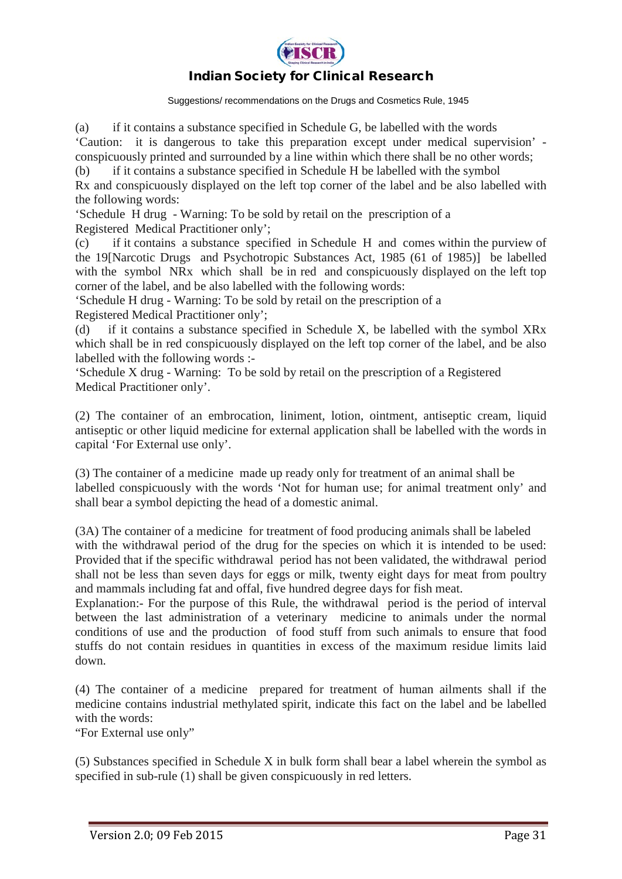(a) if it contains a substance specified in Schedule G, be labelled with the words 'Caution: it is dangerous to take this preparation except under medical supervision' - conspicuously printed and surrounded by a line within which there shall be no other words;

(b) if it contains a substance specified in Schedule H be labelled with the symbol Rx and conspicuously displayed on the left top corner of the label and be also labelled with the following words:
'Schedule H drug - Warning: To be sold by retail on the prescription of a Registered Medical Practitioner only';

(c) if it contains a substance specified in Schedule H and comes within the purview of the 19[Narcotic Drugs and Psychotropic Substances Act, 1985 (61 of 1985)] be labelled with the symbol NRx which shall be in red and conspicuously displayed on the left top corner of the label, and be also labelled with the following words:
'Schedule H drug - Warning: To be sold by retail on the prescription of a Registered Medical Practitioner only';

(d) if it contains a substance specified in Schedule X, be labelled with the symbol XRx which shall be in red conspicuously displayed on the left top corner of the label, and be also labelled with the following words :-
'Schedule X drug - Warning: To be sold by retail on the prescription of a Registered Medical Practitioner only'.

(2) The container of an embrocation, liniment, lotion, ointment, antiseptic cream, liquid antiseptic or other liquid medicine for external application shall be labelled with the words in capital 'For External use only'.

(3) The container of a medicine made up ready only for treatment of an animal shall be labelled conspicuously with the words 'Not for human use; for animal treatment only' and shall bear a symbol depicting the head of a domestic animal.

(3A) The container of a medicine for treatment of food producing animals shall be labeled with the withdrawal period of the drug for the species on which it is intended to be used: Provided that if the specific withdrawal period has not been validated, the withdrawal period shall not be less than seven days for eggs or milk, twenty eight days for meat from poultry and mammals including fat and offal, five hundred degree days for fish meat.
Explanation:- For the purpose of this Rule, the withdrawal period is the period of interval between the last administration of a veterinary medicine to animals under the normal conditions of use and the production of food stuff from such animals to ensure that food stuffs do not contain residues in quantities in excess of the maximum residue limits laid down.

(4) The container of a medicine prepared for treatment of human ailments shall if the medicine contains industrial methylated spirit, indicate this fact on the label and be labelled with the words:
"For External use only"

(5) Substances specified in Schedule X in bulk form shall bear a label wherein the symbol as specified in sub-rule (1) shall be given conspicuously in red letters.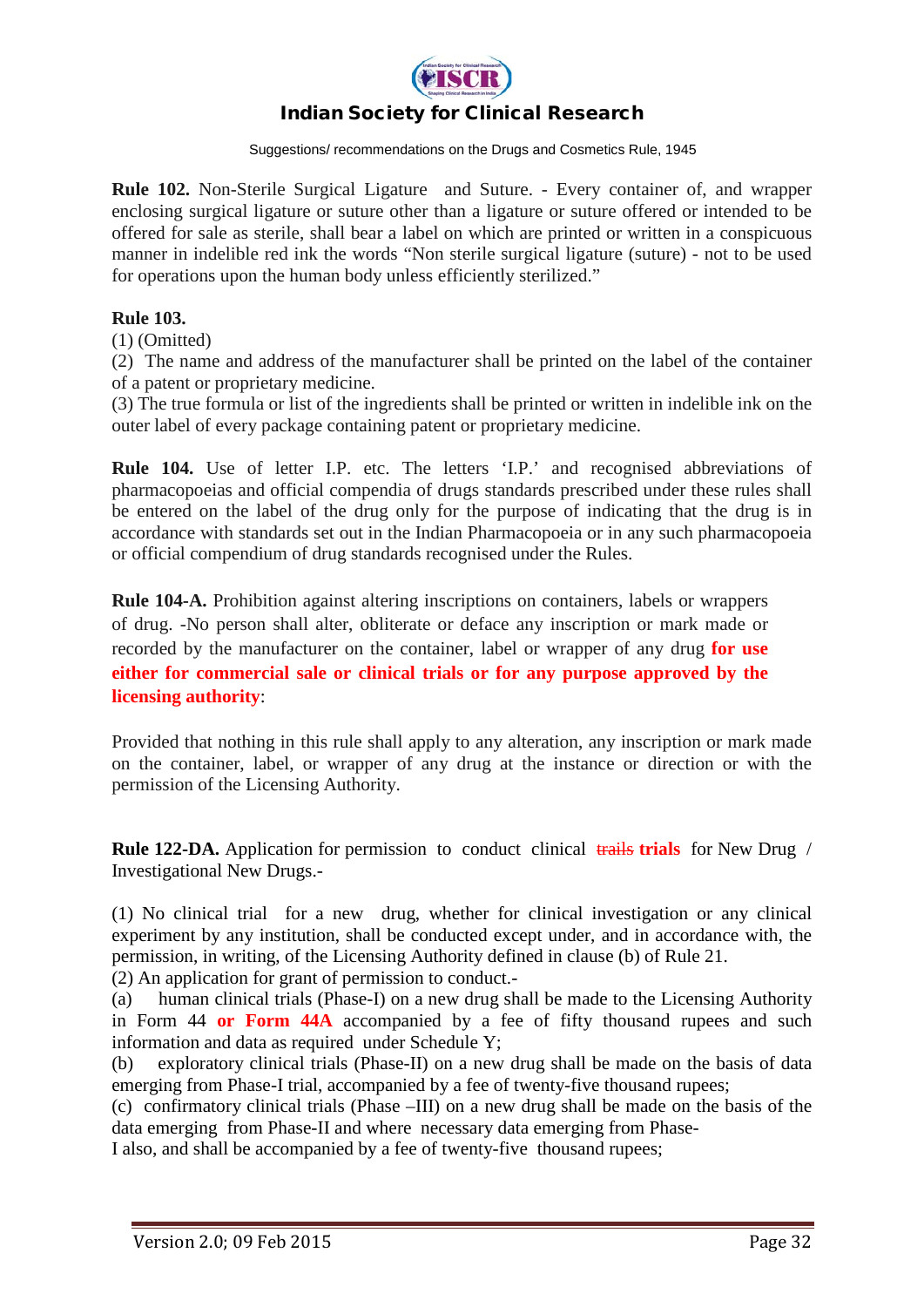**Rule 102.** Non-Sterile Surgical Ligature and Suture. - Every container of, and wrapper enclosing surgical ligature or suture other than a ligature or suture offered or intended to be offered for sale as sterile, shall bear a label on which are printed or written in a conspicuous manner in indelible red ink the words "Non sterile surgical ligature (suture) - not to be used for operations upon the human body unless efficiently sterilized."

**Rule 103.**

(1) (Omitted)

(2) The name and address of the manufacturer shall be printed on the label of the container of a patent or proprietary medicine.

(3) The true formula or list of the ingredients shall be printed or written in indelible ink on the outer label of every package containing patent or proprietary medicine.

**Rule 104.** Use of letter I.P. etc. The letters 'I.P.' and recognised abbreviations of pharmacopoeias and official compendia of drugs standards prescribed under these rules shall be entered on the label of the drug only for the purpose of indicating that the drug is in accordance with standards set out in the Indian Pharmacopoeia or in any such pharmacopoeia or official compendium of drug standards recognised under the Rules.

**Rule 104-A.** Prohibition against altering inscriptions on containers, labels or wrappers of drug. -No person shall alter, obliterate or deface any inscription or mark made or recorded by the manufacturer on the container, label or wrapper of any drug **for use either for commercial sale or clinical trials or for any purpose approved by the licensing authority**:

Provided that nothing in this rule shall apply to any alteration, any inscription or mark made on the container, label, or wrapper of any drug at the instance or direction or with the permission of the Licensing Authority.

**Rule 122-DA.** Application for permission to conduct clinical ~~trails~~ **trials** for New Drug / Investigational New Drugs.-

(1) No clinical trial for a new drug, whether for clinical investigation or any clinical experiment by any institution, shall be conducted except under, and in accordance with, the permission, in writing, of the Licensing Authority defined in clause (b) of Rule 21.

(2) An application for grant of permission to conduct.-

(a) human clinical trials (Phase-I) on a new drug shall be made to the Licensing Authority in Form 44 **or Form 44A** accompanied by a fee of fifty thousand rupees and such information and data as required under Schedule Y;

(b) exploratory clinical trials (Phase-II) on a new drug shall be made on the basis of data emerging from Phase-I trial, accompanied by a fee of twenty-five thousand rupees;

(c) confirmatory clinical trials (Phase –III) on a new drug shall be made on the basis of the data emerging from Phase-II and where necessary data emerging from Phase-I also, and shall be accompanied by a fee of twenty-five thousand rupees;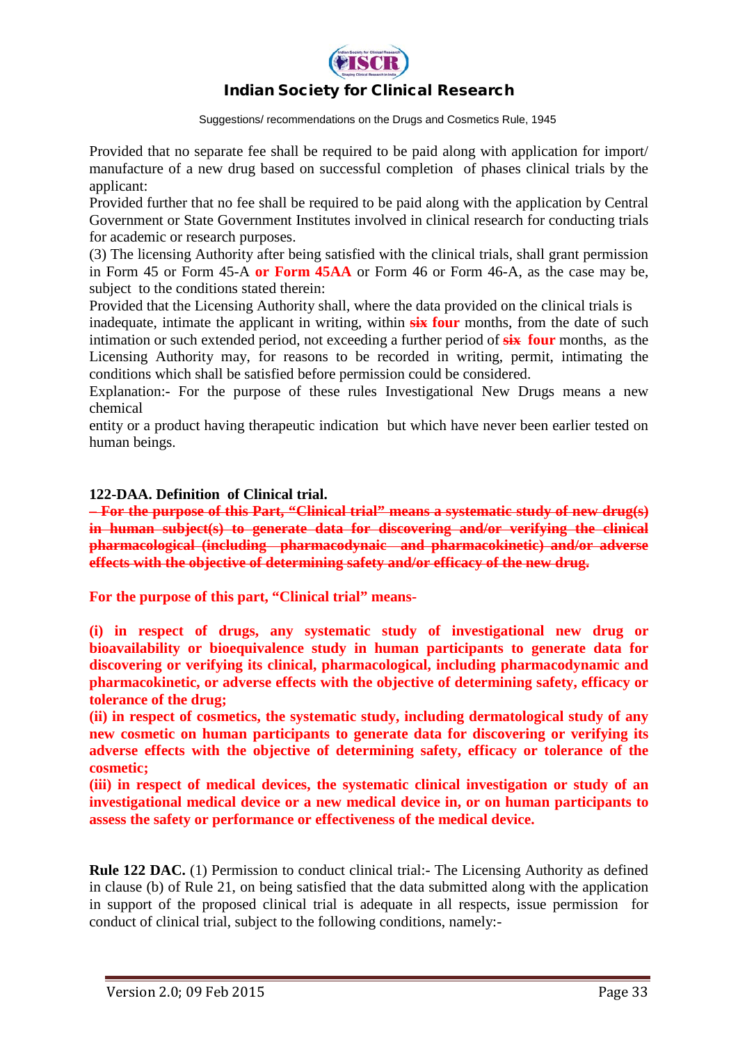Provided that no separate fee shall be required to be paid along with application for import/ manufacture of a new drug based on successful completion of phases clinical trials by the applicant:

Provided further that no fee shall be required to be paid along with the application by Central Government or State Government Institutes involved in clinical research for conducting trials for academic or research purposes.

(3) The licensing Authority after being satisfied with the clinical trials, shall grant permission in Form 45 or Form 45-A **or Form 45AA** or Form 46 or Form 46-A, as the case may be, subject to the conditions stated therein:

Provided that the Licensing Authority shall, where the data provided on the clinical trials is inadequate, intimate the applicant in writing, within ~~six~~ **four** months, from the date of such intimation or such extended period, not exceeding a further period of ~~six~~ **four** months, as the Licensing Authority may, for reasons to be recorded in writing, permit, intimating the conditions which shall be satisfied before permission could be considered.

Explanation:- For the purpose of these rules Investigational New Drugs means a new chemical entity or a product having therapeutic indication but which have never been earlier tested on human beings.

**122-DAA. Definition of Clinical trial.**

~~**– For the purpose of this Part, "Clinical trial" means a systematic study of new drug(s) in human subject(s) to generate data for discovering and/or verifying the clinical pharmacological (including pharmacodynaic and pharmacokinetic) and/or adverse effects with the objective of determining safety and/or efficacy of the new drug.**~~

**For the purpose of this part, "Clinical trial" means-**

**(i) in respect of drugs, any systematic study of investigational new drug or bioavailability or bioequivalence study in human participants to generate data for discovering or verifying its clinical, pharmacological, including pharmacodynamic and pharmacokinetic, or adverse effects with the objective of determining safety, efficacy or tolerance of the drug;**

**(ii) in respect of cosmetics, the systematic study, including dermatological study of any new cosmetic on human participants to generate data for discovering or verifying its adverse effects with the objective of determining safety, efficacy or tolerance of the cosmetic;**

**(iii) in respect of medical devices, the systematic clinical investigation or study of an investigational medical device or a new medical device in, or on human participants to assess the safety or performance or effectiveness of the medical device.**

**Rule 122 DAC.** (1) Permission to conduct clinical trial:- The Licensing Authority as defined in clause (b) of Rule 21, on being satisfied that the data submitted along with the application in support of the proposed clinical trial is adequate in all respects, issue permission for conduct of clinical trial, subject to the following conditions, namely:-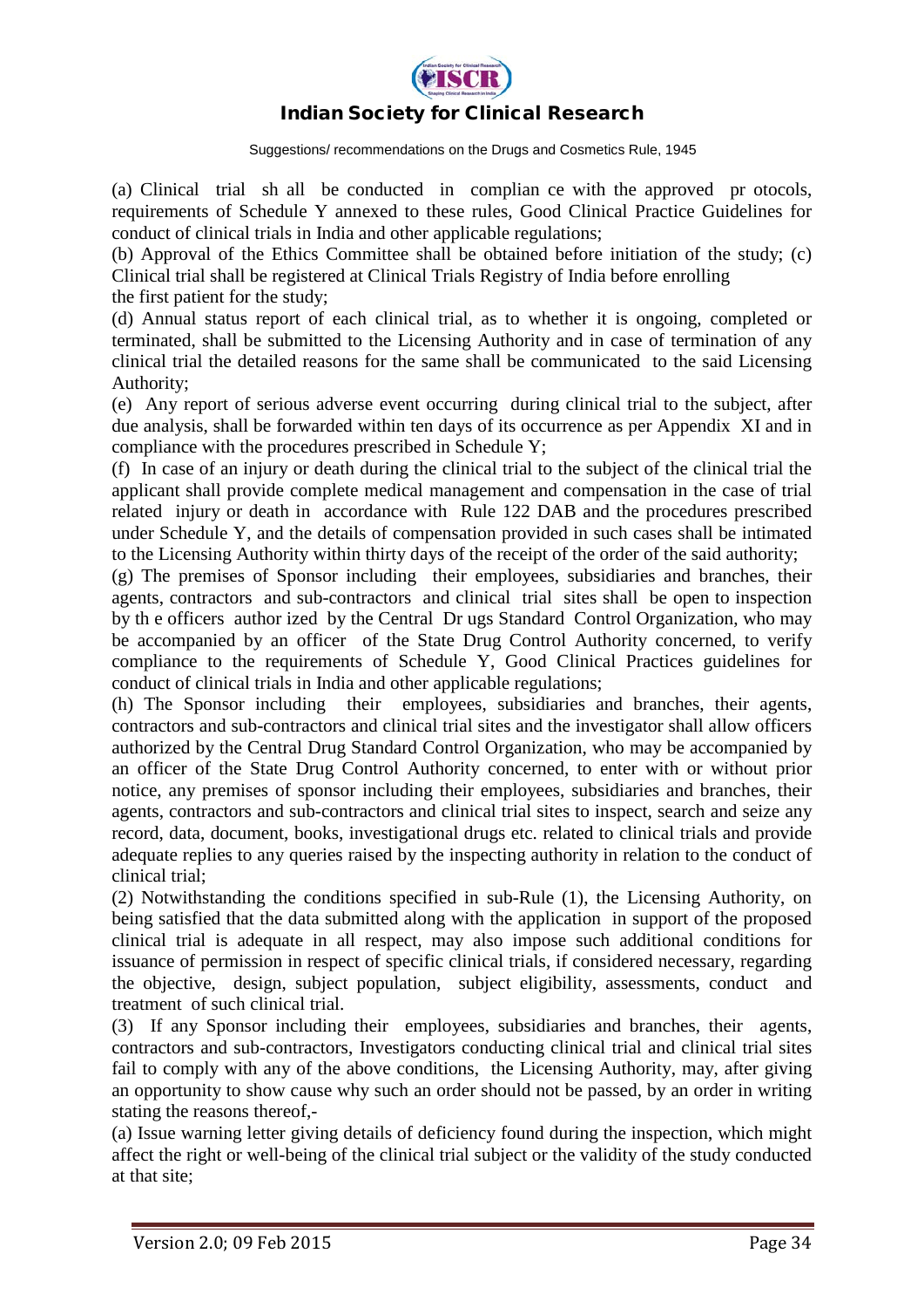(a) Clinical trial sh all be conducted in complian ce with the approved pr otocols, requirements of Schedule Y annexed to these rules, Good Clinical Practice Guidelines for conduct of clinical trials in India and other applicable regulations;

(b) Approval of the Ethics Committee shall be obtained before initiation of the study; (c) Clinical trial shall be registered at Clinical Trials Registry of India before enrolling the first patient for the study;

(d) Annual status report of each clinical trial, as to whether it is ongoing, completed or terminated, shall be submitted to the Licensing Authority and in case of termination of any clinical trial the detailed reasons for the same shall be communicated to the said Licensing Authority;

(e) Any report of serious adverse event occurring during clinical trial to the subject, after due analysis, shall be forwarded within ten days of its occurrence as per Appendix XI and in compliance with the procedures prescribed in Schedule Y;

(f) In case of an injury or death during the clinical trial to the subject of the clinical trial the applicant shall provide complete medical management and compensation in the case of trial related injury or death in accordance with Rule 122 DAB and the procedures prescribed under Schedule Y, and the details of compensation provided in such cases shall be intimated to the Licensing Authority within thirty days of the receipt of the order of the said authority;

(g) The premises of Sponsor including their employees, subsidiaries and branches, their agents, contractors and sub-contractors and clinical trial sites shall be open to inspection by th e officers author ized by the Central Dr ugs Standard Control Organization, who may be accompanied by an officer of the State Drug Control Authority concerned, to verify compliance to the requirements of Schedule Y, Good Clinical Practices guidelines for conduct of clinical trials in India and other applicable regulations;

(h) The Sponsor including their employees, subsidiaries and branches, their agents, contractors and sub-contractors and clinical trial sites and the investigator shall allow officers authorized by the Central Drug Standard Control Organization, who may be accompanied by an officer of the State Drug Control Authority concerned, to enter with or without prior notice, any premises of sponsor including their employees, subsidiaries and branches, their agents, contractors and sub-contractors and clinical trial sites to inspect, search and seize any record, data, document, books, investigational drugs etc. related to clinical trials and provide adequate replies to any queries raised by the inspecting authority in relation to the conduct of clinical trial;

(2) Notwithstanding the conditions specified in sub-Rule (1), the Licensing Authority, on being satisfied that the data submitted along with the application in support of the proposed clinical trial is adequate in all respect, may also impose such additional conditions for issuance of permission in respect of specific clinical trials, if considered necessary, regarding the objective, design, subject population, subject eligibility, assessments, conduct and treatment of such clinical trial.

(3) If any Sponsor including their employees, subsidiaries and branches, their agents, contractors and sub-contractors, Investigators conducting clinical trial and clinical trial sites fail to comply with any of the above conditions, the Licensing Authority, may, after giving an opportunity to show cause why such an order should not be passed, by an order in writing stating the reasons thereof,-

(a) Issue warning letter giving details of deficiency found during the inspection, which might affect the right or well-being of the clinical trial subject or the validity of the study conducted at that site;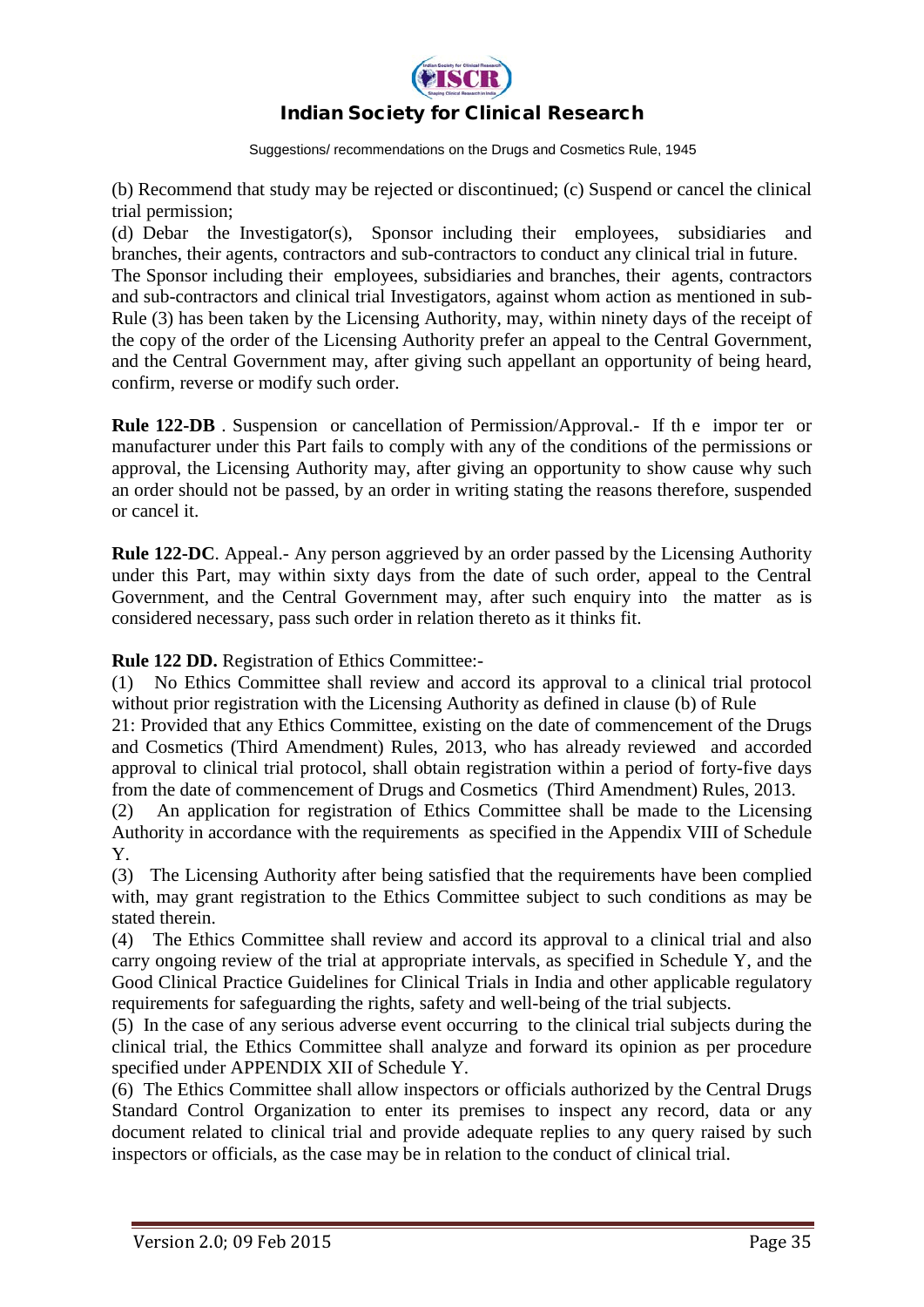(b) Recommend that study may be rejected or discontinued; (c) Suspend or cancel the clinical trial permission;

(d) Debar the Investigator(s), Sponsor including their employees, subsidiaries and branches, their agents, contractors and sub-contractors to conduct any clinical trial in future.

The Sponsor including their employees, subsidiaries and branches, their agents, contractors and sub-contractors and clinical trial Investigators, against whom action as mentioned in sub-Rule (3) has been taken by the Licensing Authority, may, within ninety days of the receipt of the copy of the order of the Licensing Authority prefer an appeal to the Central Government, and the Central Government may, after giving such appellant an opportunity of being heard, confirm, reverse or modify such order.

**Rule 122-DB** . Suspension or cancellation of Permission/Approval.- If th e impor ter or manufacturer under this Part fails to comply with any of the conditions of the permissions or approval, the Licensing Authority may, after giving an opportunity to show cause why such an order should not be passed, by an order in writing stating the reasons therefore, suspended or cancel it.

**Rule 122-DC**. Appeal.- Any person aggrieved by an order passed by the Licensing Authority under this Part, may within sixty days from the date of such order, appeal to the Central Government, and the Central Government may, after such enquiry into the matter as is considered necessary, pass such order in relation thereto as it thinks fit.

**Rule 122 DD.** Registration of Ethics Committee:-

(1) No Ethics Committee shall review and accord its approval to a clinical trial protocol without prior registration with the Licensing Authority as defined in clause (b) of Rule 21: Provided that any Ethics Committee, existing on the date of commencement of the Drugs and Cosmetics (Third Amendment) Rules, 2013, who has already reviewed and accorded approval to clinical trial protocol, shall obtain registration within a period of forty-five days from the date of commencement of Drugs and Cosmetics (Third Amendment) Rules, 2013.

(2) An application for registration of Ethics Committee shall be made to the Licensing Authority in accordance with the requirements as specified in the Appendix VIII of Schedule Y.

(3) The Licensing Authority after being satisfied that the requirements have been complied with, may grant registration to the Ethics Committee subject to such conditions as may be stated therein.

(4) The Ethics Committee shall review and accord its approval to a clinical trial and also carry ongoing review of the trial at appropriate intervals, as specified in Schedule Y, and the Good Clinical Practice Guidelines for Clinical Trials in India and other applicable regulatory requirements for safeguarding the rights, safety and well-being of the trial subjects.

(5) In the case of any serious adverse event occurring to the clinical trial subjects during the clinical trial, the Ethics Committee shall analyze and forward its opinion as per procedure specified under APPENDIX XII of Schedule Y.

(6) The Ethics Committee shall allow inspectors or officials authorized by the Central Drugs Standard Control Organization to enter its premises to inspect any record, data or any document related to clinical trial and provide adequate replies to any query raised by such inspectors or officials, as the case may be in relation to the conduct of clinical trial.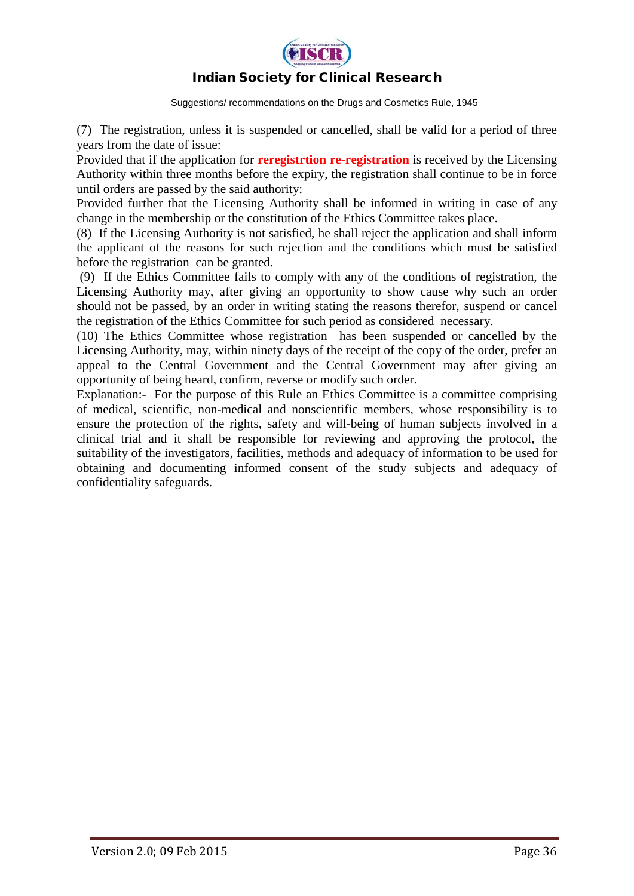(7) The registration, unless it is suspended or cancelled, shall be valid for a period of three years from the date of issue:

Provided that if the application for ~~reregistrtion~~ **re-registration** is received by the Licensing Authority within three months before the expiry, the registration shall continue to be in force until orders are passed by the said authority:

Provided further that the Licensing Authority shall be informed in writing in case of any change in the membership or the constitution of the Ethics Committee takes place.

(8) If the Licensing Authority is not satisfied, he shall reject the application and shall inform the applicant of the reasons for such rejection and the conditions which must be satisfied before the registration can be granted.

(9) If the Ethics Committee fails to comply with any of the conditions of registration, the Licensing Authority may, after giving an opportunity to show cause why such an order should not be passed, by an order in writing stating the reasons therefor, suspend or cancel the registration of the Ethics Committee for such period as considered necessary.

(10) The Ethics Committee whose registration has been suspended or cancelled by the Licensing Authority, may, within ninety days of the receipt of the copy of the order, prefer an appeal to the Central Government and the Central Government may after giving an opportunity of being heard, confirm, reverse or modify such order.

Explanation:- For the purpose of this Rule an Ethics Committee is a committee comprising of medical, scientific, non-medical and nonscientific members, whose responsibility is to ensure the protection of the rights, safety and will-being of human subjects involved in a clinical trial and it shall be responsible for reviewing and approving the protocol, the suitability of the investigators, facilities, methods and adequacy of information to be used for obtaining and documenting informed consent of the study subjects and adequacy of confidentiality safeguards.